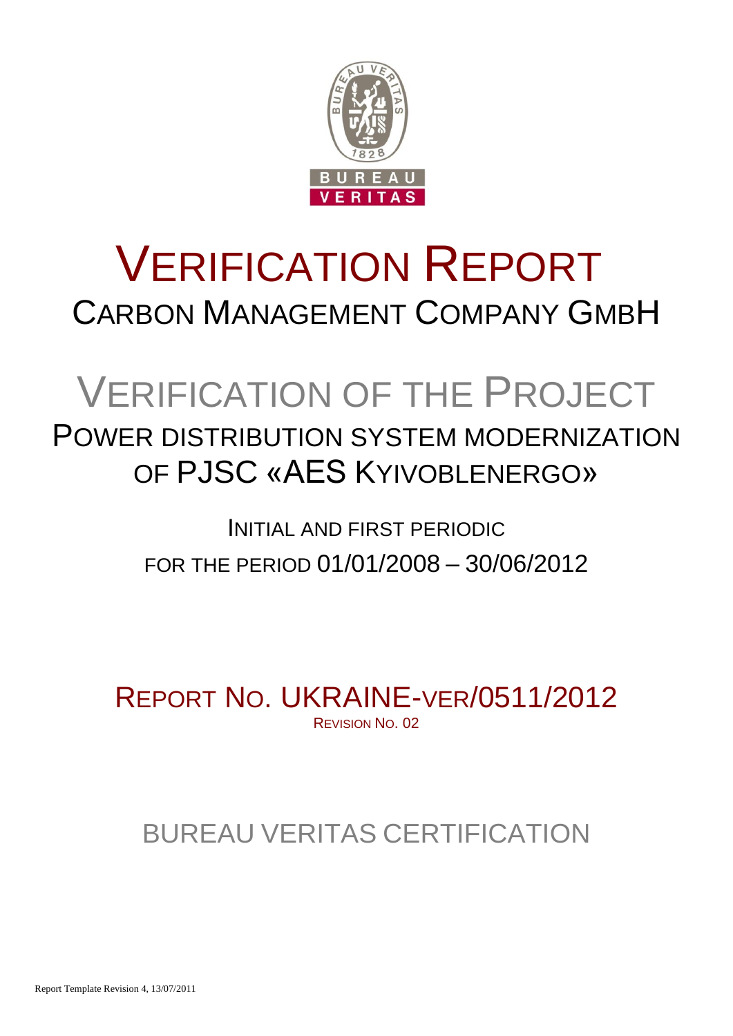# VERIFICATION REPORT

## CARBON MANAGEMENT COMPANY GMBH

# VERIFICATION OF THE PROJECT

## POWER DISTRIBUTION SYSTEM MODERNIZATION OF PJSC «AES KYIVOBLENERGO»

INITIAL AND FIRST PERIODIC

FOR THE PERIOD 01/01/2008 – 30/06/2012

## REPORT NO. UKRAINE-VER/0511/2012

REVISION NO. 02

BUREAU VERITAS CERTIFICATION

Report Template Revision 4, 13/07/2011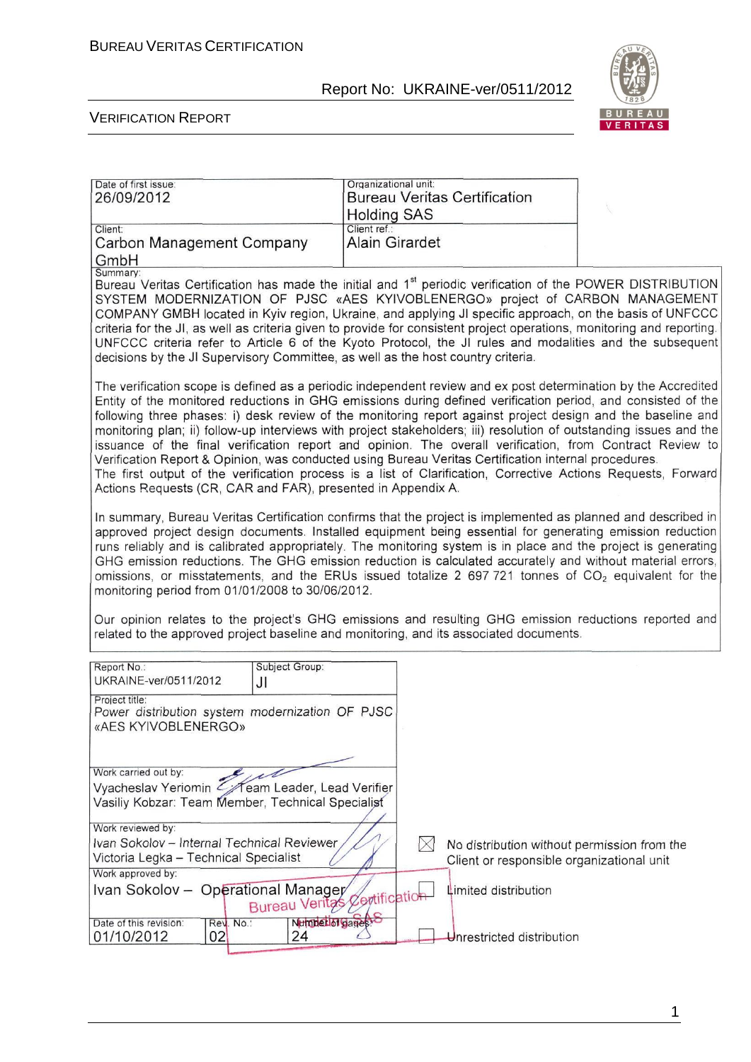| Date of first issue: 26/09/2012 | Organizational unit: Bureau Veritas Certification Holding SAS |
|---|---|
| Client: Carbon Management Company GmbH | Client ref.: Alain Girardet |

Summary:

Bureau Veritas Certification has made the initial and 1st periodic verification of the POWER DISTRIBUTION SYSTEM MODERNIZATION OF PJSC «AES KYIVOBLENERGO» project of CARBON MANAGEMENT COMPANY GMBH located in Kyiv region, Ukraine, and applying JI specific approach, on the basis of UNFCCC criteria for the JI, as well as criteria given to provide for consistent project operations, monitoring and reporting. UNFCCC criteria refer to Article 6 of the Kyoto Protocol, the JI rules and modalities and the subsequent decisions by the JI Supervisory Committee, as well as the host country criteria.

The verification scope is defined as a periodic independent review and ex post determination by the Accredited Entity of the monitored reductions in GHG emissions during defined verification period, and consisted of the following three phases: i) desk review of the monitoring report against project design and the baseline and monitoring plan; ii) follow-up interviews with project stakeholders; iii) resolution of outstanding issues and the issuance of the final verification report and opinion. The overall verification, from Contract Review to Verification Report & Opinion, was conducted using Bureau Veritas Certification internal procedures.
The first output of the verification process is a list of Clarification, Corrective Actions Requests, Forward Actions Requests (CR, CAR and FAR), presented in Appendix A.

In summary, Bureau Veritas Certification confirms that the project is implemented as planned and described in approved project design documents. Installed equipment being essential for generating emission reduction runs reliably and is calibrated appropriately. The monitoring system is in place and the project is generating GHG emission reduction. The GHG emission reduction is calculated accurately and without material errors, omissions, or misstatements, and the ERUs issued totalize 2 697 721 tonnes of $CO_2$ equivalent for the monitoring period from 01/01/2008 to 30/06/2012.

Our opinion relates to the project's GHG emissions and resulting GHG emission reductions reported and related to the approved project baseline and monitoring, and its associated documents.

| Report No.: UKRAINE-ver/0511/2012 | Subject Group: JI | |
|---|---|---|
| Project title: *Power distribution system modernization OF PJSC «AES KYIVOBLENERGO»* | | |
| Work carried out by: Vyacheslav Yeriomin – Team Leader, Lead Verifier; Vasiliy Kobzar: Team Member, Technical Specialist | | |
| Work reviewed by: *Ivan Sokolov – Internal Technical Reviewer*; Victoria Legka – Technical Specialist | | |
| Work approved by: Ivan Sokolov – Operational Manager | | |
| Date of this revision: 01/10/2012 | Rev. No.: 02 | Number of pages: 24 |

☒ No distribution without permission from the Client or responsible organizational unit

☐ Limited distribution

☐ Unrestricted distribution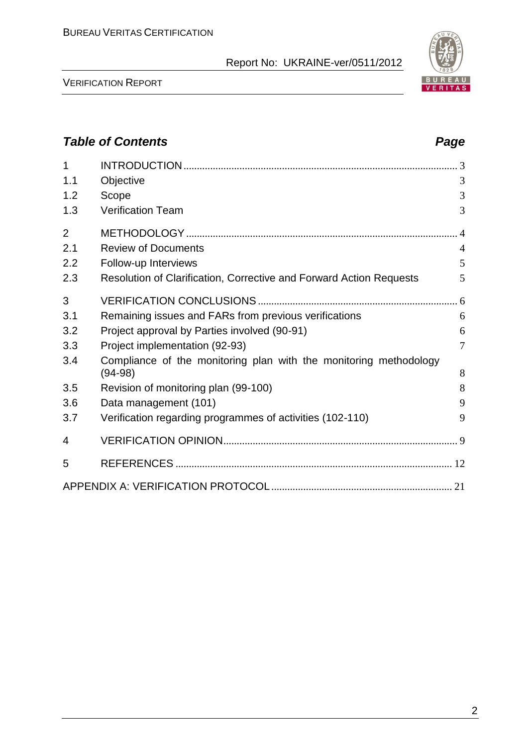## Table of Contents

| | | Page |
|---|---|---|
| 1 | INTRODUCTION | 3 |
| 1.1 | Objective | 3 |
| 1.2 | Scope | 3 |
| 1.3 | Verification Team | 3 |
| 2 | METHODOLOGY | 4 |
| 2.1 | Review of Documents | 4 |
| 2.2 | Follow-up Interviews | 5 |
| 2.3 | Resolution of Clarification, Corrective and Forward Action Requests | 5 |
| 3 | VERIFICATION CONCLUSIONS | 6 |
| 3.1 | Remaining issues and FARs from previous verifications | 6 |
| 3.2 | Project approval by Parties involved (90-91) | 6 |
| 3.3 | Project implementation (92-93) | 7 |
| 3.4 | Compliance of the monitoring plan with the monitoring methodology (94-98) | 8 |
| 3.5 | Revision of monitoring plan (99-100) | 8 |
| 3.6 | Data management (101) | 9 |
| 3.7 | Verification regarding programmes of activities (102-110) | 9 |
| 4 | VERIFICATION OPINION | 9 |
| 5 | REFERENCES | 12 |
| | APPENDIX A: VERIFICATION PROTOCOL | 21 |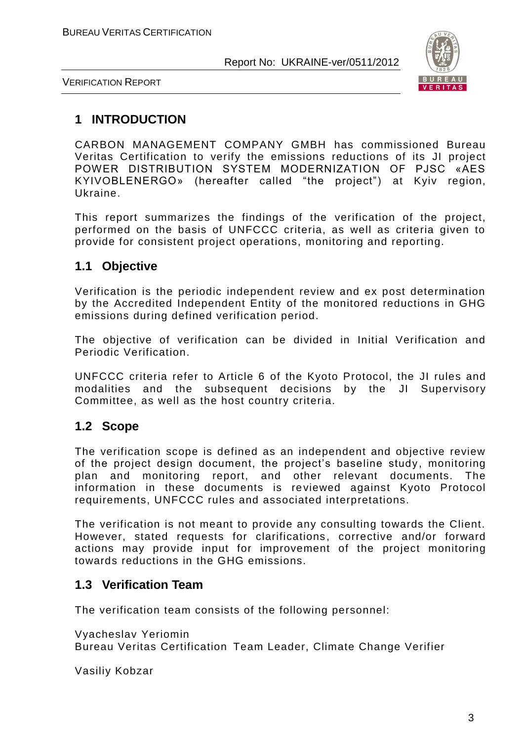# 1 INTRODUCTION

CARBON MANAGEMENT COMPANY GMBH has commissioned Bureau Veritas Certification to verify the emissions reductions of its JI project POWER DISTRIBUTION SYSTEM MODERNIZATION OF PJSC «AES KYIVOBLENERGO» (hereafter called "the project") at Kyiv region, Ukraine.

This report summarizes the findings of the verification of the project, performed on the basis of UNFCCC criteria, as well as criteria given to provide for consistent project operations, monitoring and reporting.

## 1.1 Objective

Verification is the periodic independent review and ex post determination by the Accredited Independent Entity of the monitored reductions in GHG emissions during defined verification period.

The objective of verification can be divided in Initial Verification and Periodic Verification.

UNFCCC criteria refer to Article 6 of the Kyoto Protocol, the JI rules and modalities and the subsequent decisions by the JI Supervisory Committee, as well as the host country criteria.

## 1.2 Scope

The verification scope is defined as an independent and objective review of the project design document, the project's baseline study, monitoring plan and monitoring report, and other relevant documents. The information in these documents is reviewed against Kyoto Protocol requirements, UNFCCC rules and associated interpretations.

The verification is not meant to provide any consulting towards the Client. However, stated requests for clarifications, corrective and/or forward actions may provide input for improvement of the project monitoring towards reductions in the GHG emissions.

## 1.3 Verification Team

The verification team consists of the following personnel:

Vyacheslav Yeriomin
Bureau Veritas Certification Team Leader, Climate Change Verifier

Vasiliy Kobzar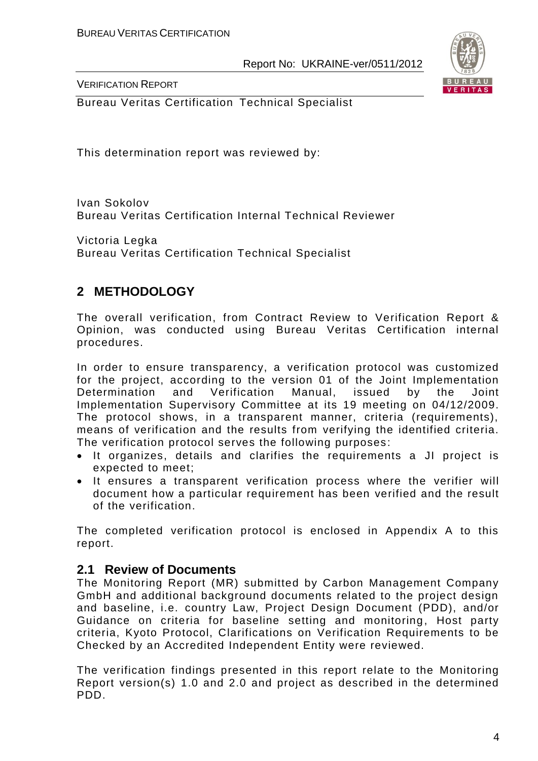Bureau Veritas Certification Technical Specialist

This determination report was reviewed by:

Ivan Sokolov
Bureau Veritas Certification Internal Technical Reviewer

Victoria Legka
Bureau Veritas Certification Technical Specialist

## 2 METHODOLOGY

The overall verification, from Contract Review to Verification Report & Opinion, was conducted using Bureau Veritas Certification internal procedures.

In order to ensure transparency, a verification protocol was customized for the project, according to the version 01 of the Joint Implementation Determination and Verification Manual, issued by the Joint Implementation Supervisory Committee at its 19 meeting on 04/12/2009. The protocol shows, in a transparent manner, criteria (requirements), means of verification and the results from verifying the identified criteria. The verification protocol serves the following purposes:

- It organizes, details and clarifies the requirements a JI project is expected to meet;
- It ensures a transparent verification process where the verifier will document how a particular requirement has been verified and the result of the verification.

The completed verification protocol is enclosed in Appendix A to this report.

### 2.1 Review of Documents

The Monitoring Report (MR) submitted by Carbon Management Company GmbH and additional background documents related to the project design and baseline, i.e. country Law, Project Design Document (PDD), and/or Guidance on criteria for baseline setting and monitoring, Host party criteria, Kyoto Protocol, Clarifications on Verification Requirements to be Checked by an Accredited Independent Entity were reviewed.

The verification findings presented in this report relate to the Monitoring Report version(s) 1.0 and 2.0 and project as described in the determined PDD.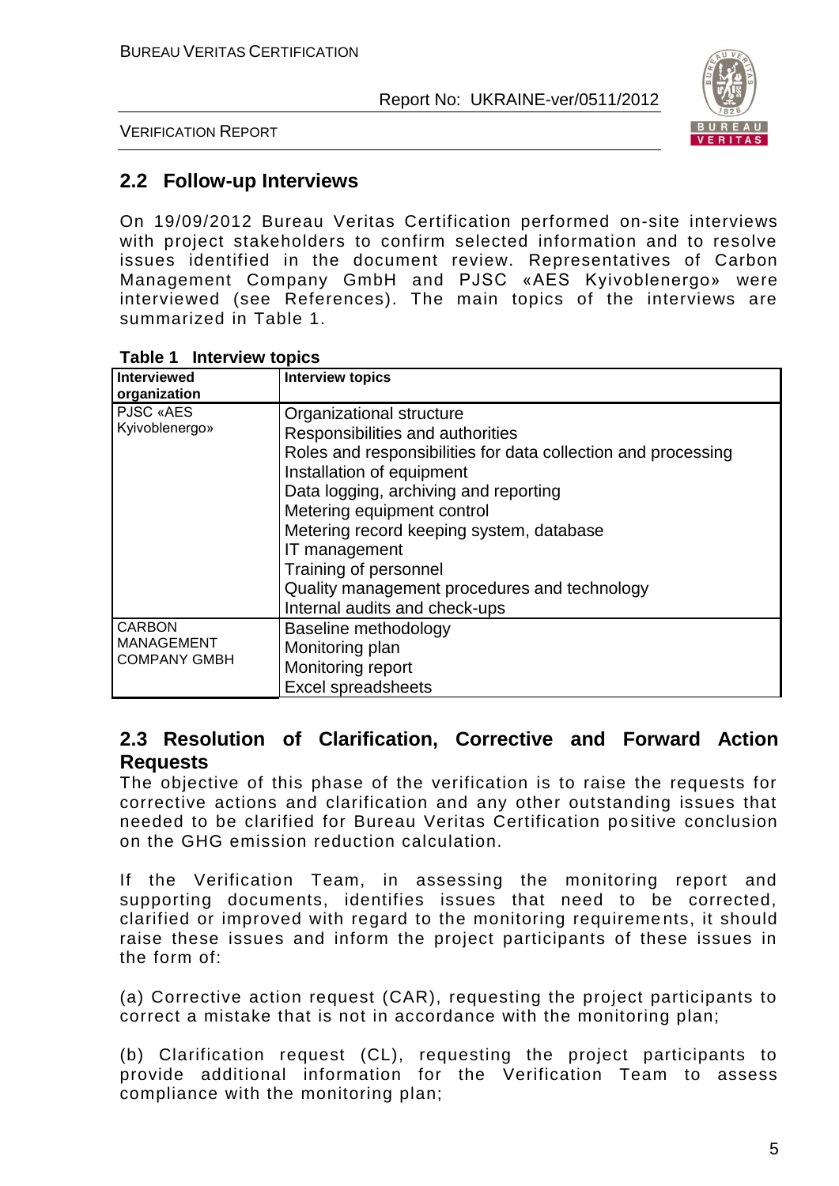## 2.2 Follow-up Interviews

On 19/09/2012 Bureau Veritas Certification performed on-site interviews with project stakeholders to confirm selected information and to resolve issues identified in the document review. Representatives of Carbon Management Company GmbH and PJSC «AES Kyivoblenergo» were interviewed (see References). The main topics of the interviews are summarized in Table 1.

**Table 1 Interview topics**

| Interviewed organization | Interview topics |
|---|---|
| PJSC «AES Kyivoblenergo» | Organizational structure<br>Responsibilities and authorities<br>Roles and responsibilities for data collection and processing<br>Installation of equipment<br>Data logging, archiving and reporting<br>Metering equipment control<br>Metering record keeping system, database<br>IT management<br>Training of personnel<br>Quality management procedures and technology<br>Internal audits and check-ups |
| CARBON MANAGEMENT COMPANY GMBH | Baseline methodology<br>Monitoring plan<br>Monitoring report<br>Excel spreadsheets |

## 2.3 Resolution of Clarification, Corrective and Forward Action Requests

The objective of this phase of the verification is to raise the requests for corrective actions and clarification and any other outstanding issues that needed to be clarified for Bureau Veritas Certification positive conclusion on the GHG emission reduction calculation.

If the Verification Team, in assessing the monitoring report and supporting documents, identifies issues that need to be corrected, clarified or improved with regard to the monitoring requirements, it should raise these issues and inform the project participants of these issues in the form of:

(a) Corrective action request (CAR), requesting the project participants to correct a mistake that is not in accordance with the monitoring plan;

(b) Clarification request (CL), requesting the project participants to provide additional information for the Verification Team to assess compliance with the monitoring plan;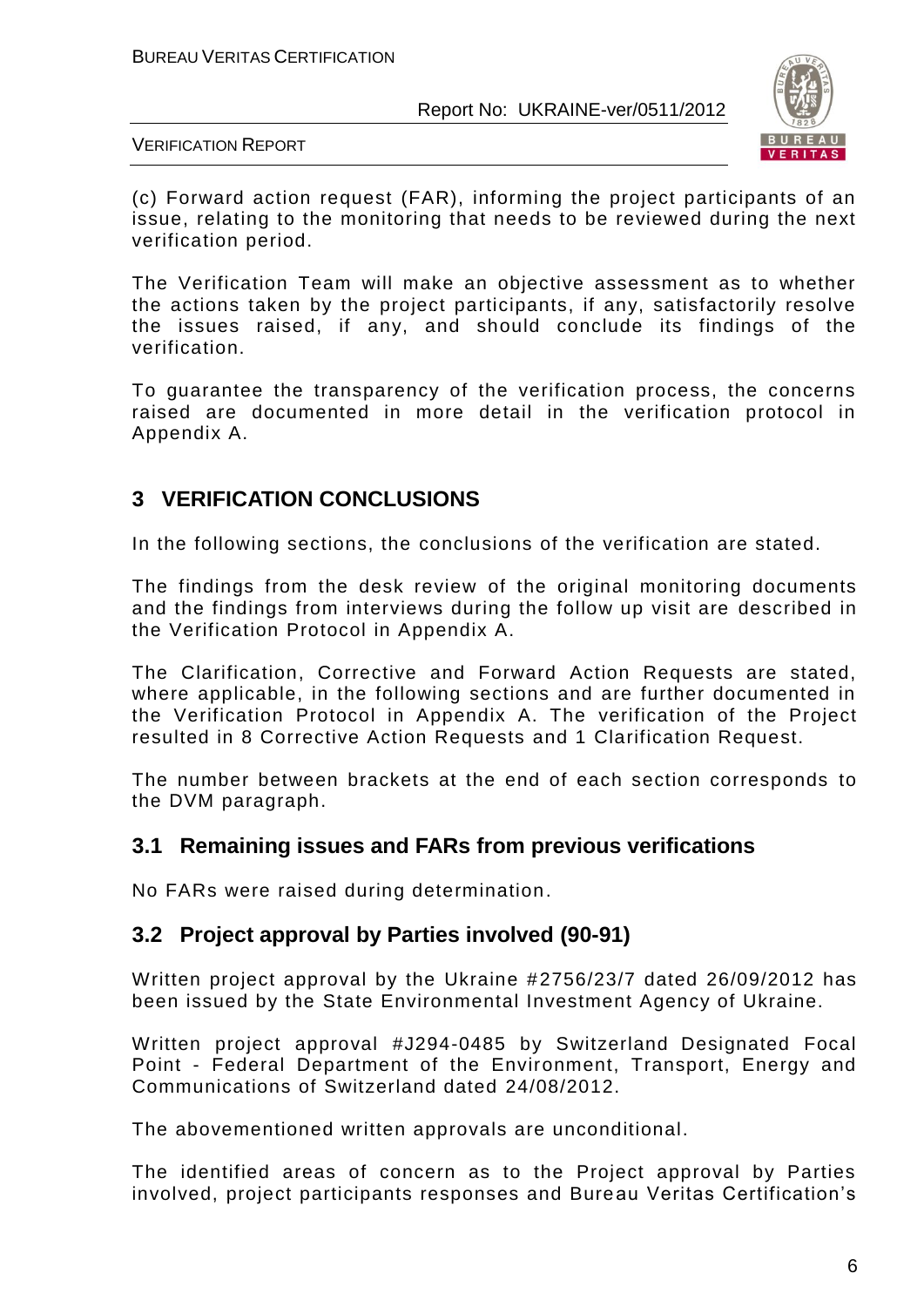(c) Forward action request (FAR), informing the project participants of an issue, relating to the monitoring that needs to be reviewed during the next verification period.

The Verification Team will make an objective assessment as to whether the actions taken by the project participants, if any, satisfactorily resolve the issues raised, if any, and should conclude its findings of the verification.

To guarantee the transparency of the verification process, the concerns raised are documented in more detail in the verification protocol in Appendix A.

# 3 VERIFICATION CONCLUSIONS

In the following sections, the conclusions of the verification are stated.

The findings from the desk review of the original monitoring documents and the findings from interviews during the follow up visit are described in the Verification Protocol in Appendix A.

The Clarification, Corrective and Forward Action Requests are stated, where applicable, in the following sections and are further documented in the Verification Protocol in Appendix A. The verification of the Project resulted in 8 Corrective Action Requests and 1 Clarification Request.

The number between brackets at the end of each section corresponds to the DVM paragraph.

## 3.1 Remaining issues and FARs from previous verifications

No FARs were raised during determination.

## 3.2 Project approval by Parties involved (90-91)

Written project approval by the Ukraine #2756/23/7 dated 26/09/2012 has been issued by the State Environmental Investment Agency of Ukraine.

Written project approval #J294-0485 by Switzerland Designated Focal Point - Federal Department of the Environment, Transport, Energy and Communications of Switzerland dated 24/08/2012.

The abovementioned written approvals are unconditional.

The identified areas of concern as to the Project approval by Parties involved, project participants responses and Bureau Veritas Certification's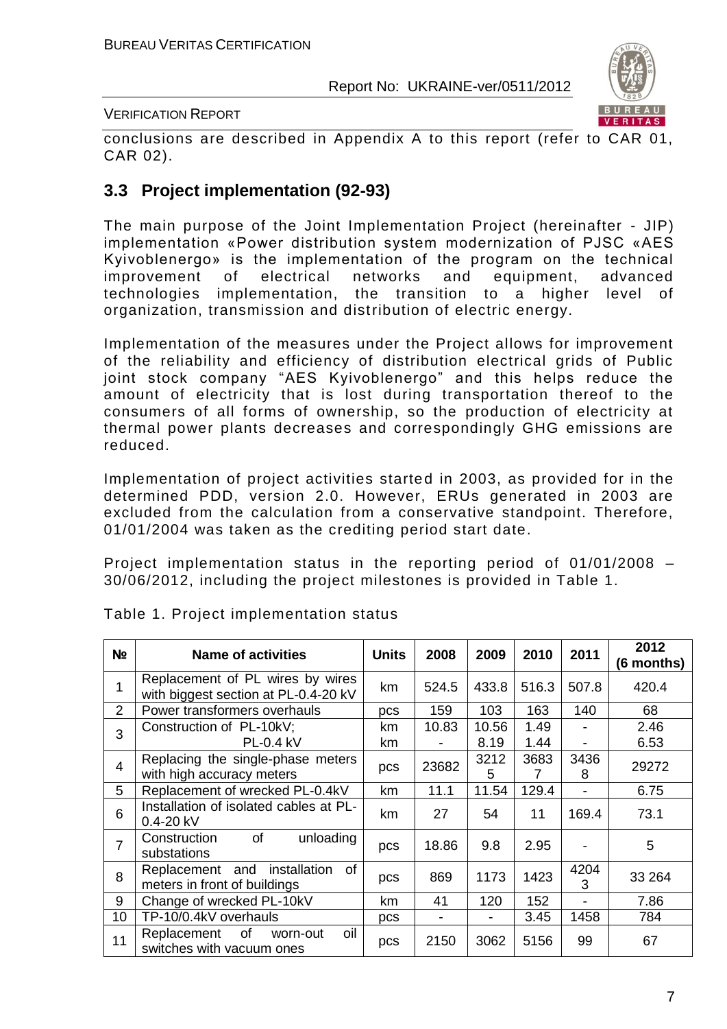conclusions are described in Appendix A to this report (refer to CAR 01, CAR 02).

## 3.3 Project implementation (92-93)

The main purpose of the Joint Implementation Project (hereinafter - JIP) implementation «Power distribution system modernization of PJSC «AES Kyivoblenergo» is the implementation of the program on the technical improvement of electrical networks and equipment, advanced technologies implementation, the transition to a higher level of organization, transmission and distribution of electric energy.

Implementation of the measures under the Project allows for improvement of the reliability and efficiency of distribution electrical grids of Public joint stock company "AES Kyivoblenergo" and this helps reduce the amount of electricity that is lost during transportation thereof to the consumers of all forms of ownership, so the production of electricity at thermal power plants decreases and correspondingly GHG emissions are reduced.

Implementation of project activities started in 2003, as provided for in the determined PDD, version 2.0. However, ERUs generated in 2003 are excluded from the calculation from a conservative standpoint. Therefore, 01/01/2004 was taken as the crediting period start date.

Project implementation status in the reporting period of 01/01/2008 – 30/06/2012, including the project milestones is provided in Table 1.

Table 1. Project implementation status

| № | Name of activities | Units | 2008 | 2009 | 2010 | 2011 | 2012 (6 months) |
|---|---|---|---|---|---|---|---|
| 1 | Replacement of PL wires by wires with biggest section at PL-0.4-20 kV | km | 524.5 | 433.8 | 516.3 | 507.8 | 420.4 |
| 2 | Power transformers overhauls | pcs | 159 | 103 | 163 | 140 | 68 |
| 3 | Construction of PL-10kV;<br>PL-0.4 kV | km<br>km | 10.83<br>- | 10.56<br>8.19 | 1.49<br>1.44 | -<br>- | 2.46<br>6.53 |
| 4 | Replacing the single-phase meters with high accuracy meters | pcs | 23682 | 32125 | 36837 | 34368 | 29272 |
| 5 | Replacement of wrecked PL-0.4kV | km | 11.1 | 11.54 | 129.4 | - | 6.75 |
| 6 | Installation of isolated cables at PL-0.4-20 kV | km | 27 | 54 | 11 | 169.4 | 73.1 |
| 7 | Construction of unloading substations | pcs | 18.86 | 9.8 | 2.95 | - | 5 |
| 8 | Replacement and installation of meters in front of buildings | pcs | 869 | 1173 | 1423 | 42043 | 33 264 |
| 9 | Change of wrecked PL-10kV | km | 41 | 120 | 152 | - | 7.86 |
| 10 | TP-10/0.4kV overhauls | pcs | - | - | 3.45 | 1458 | 784 |
| 11 | Replacement of worn-out oil switches with vacuum ones | pcs | 2150 | 3062 | 5156 | 99 | 67 |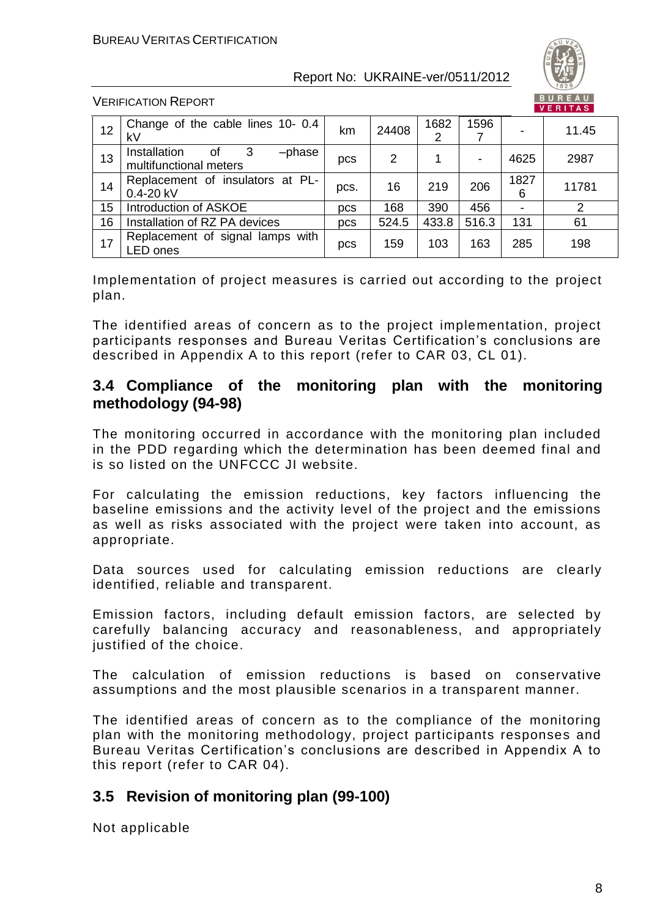| 12 | Change of the cable lines 10- 0.4 kV | km | 24408 | 16822 | 15967 | - | 11.45 |
|---|---|---|---|---|---|---|---|
| 13 | Installation of 3 –phase multifunctional meters | pcs | 2 | 1 | - | 4625 | 2987 |
| 14 | Replacement of insulators at PL-0.4-20 kV | pcs. | 16 | 219 | 206 | 18276 | 11781 |
| 15 | Introduction of ASKOE | pcs | 168 | 390 | 456 | - | 2 |
| 16 | Installation of RZ PA devices | pcs | 524.5 | 433.8 | 516.3 | 131 | 61 |
| 17 | Replacement of signal lamps with LED ones | pcs | 159 | 103 | 163 | 285 | 198 |

Implementation of project measures is carried out according to the project plan.

The identified areas of concern as to the project implementation, project participants responses and Bureau Veritas Certification's conclusions are described in Appendix A to this report (refer to CAR 03, CL 01).

## 3.4 Compliance of the monitoring plan with the monitoring methodology (94-98)

The monitoring occurred in accordance with the monitoring plan included in the PDD regarding which the determination has been deemed final and is so listed on the UNFCCC JI website.

For calculating the emission reductions, key factors influencing the baseline emissions and the activity level of the project and the emissions as well as risks associated with the project were taken into account, as appropriate.

Data sources used for calculating emission reductions are clearly identified, reliable and transparent.

Emission factors, including default emission factors, are selected by carefully balancing accuracy and reasonableness, and appropriately justified of the choice.

The calculation of emission reductions is based on conservative assumptions and the most plausible scenarios in a transparent manner.

The identified areas of concern as to the compliance of the monitoring plan with the monitoring methodology, project participants responses and Bureau Veritas Certification's conclusions are described in Appendix A to this report (refer to CAR 04).

## 3.5 Revision of monitoring plan (99-100)

Not applicable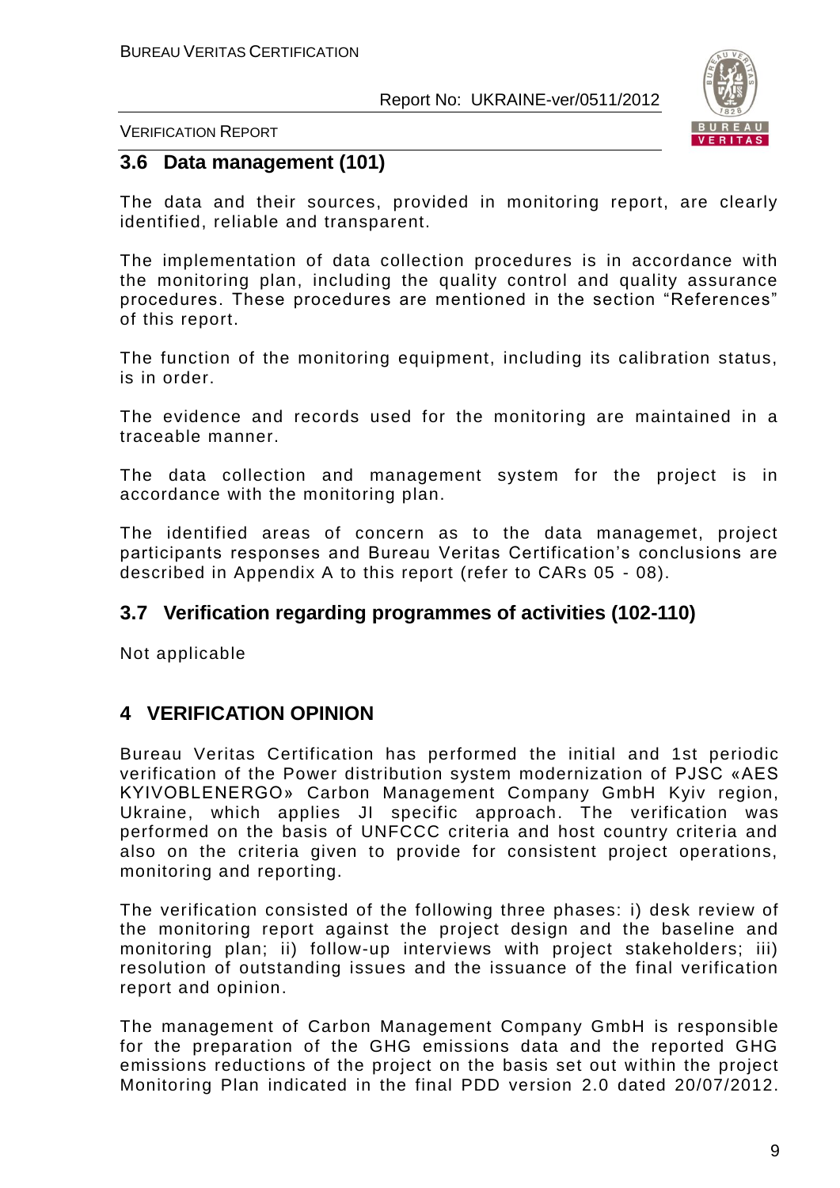## 3.6 Data management (101)

The data and their sources, provided in monitoring report, are clearly identified, reliable and transparent.

The implementation of data collection procedures is in accordance with the monitoring plan, including the quality control and quality assurance procedures. These procedures are mentioned in the section "References" of this report.

The function of the monitoring equipment, including its calibration status, is in order.

The evidence and records used for the monitoring are maintained in a traceable manner.

The data collection and management system for the project is in accordance with the monitoring plan.

The identified areas of concern as to the data managemet, project participants responses and Bureau Veritas Certification's conclusions are described in Appendix A to this report (refer to CARs 05 - 08).

## 3.7 Verification regarding programmes of activities (102-110)

Not applicable

# 4 VERIFICATION OPINION

Bureau Veritas Certification has performed the initial and 1st periodic verification of the Power distribution system modernization of PJSC «AES KYIVOBLENERGO» Carbon Management Company GmbH Kyiv region, Ukraine, which applies JI specific approach. The verification was performed on the basis of UNFCCC criteria and host country criteria and also on the criteria given to provide for consistent project operations, monitoring and reporting.

The verification consisted of the following three phases: i) desk review of the monitoring report against the project design and the baseline and monitoring plan; ii) follow-up interviews with project stakeholders; iii) resolution of outstanding issues and the issuance of the final verification report and opinion.

The management of Carbon Management Company GmbH is responsible for the preparation of the GHG emissions data and the reported GHG emissions reductions of the project on the basis set out within the project Monitoring Plan indicated in the final PDD version 2.0 dated 20/07/2012.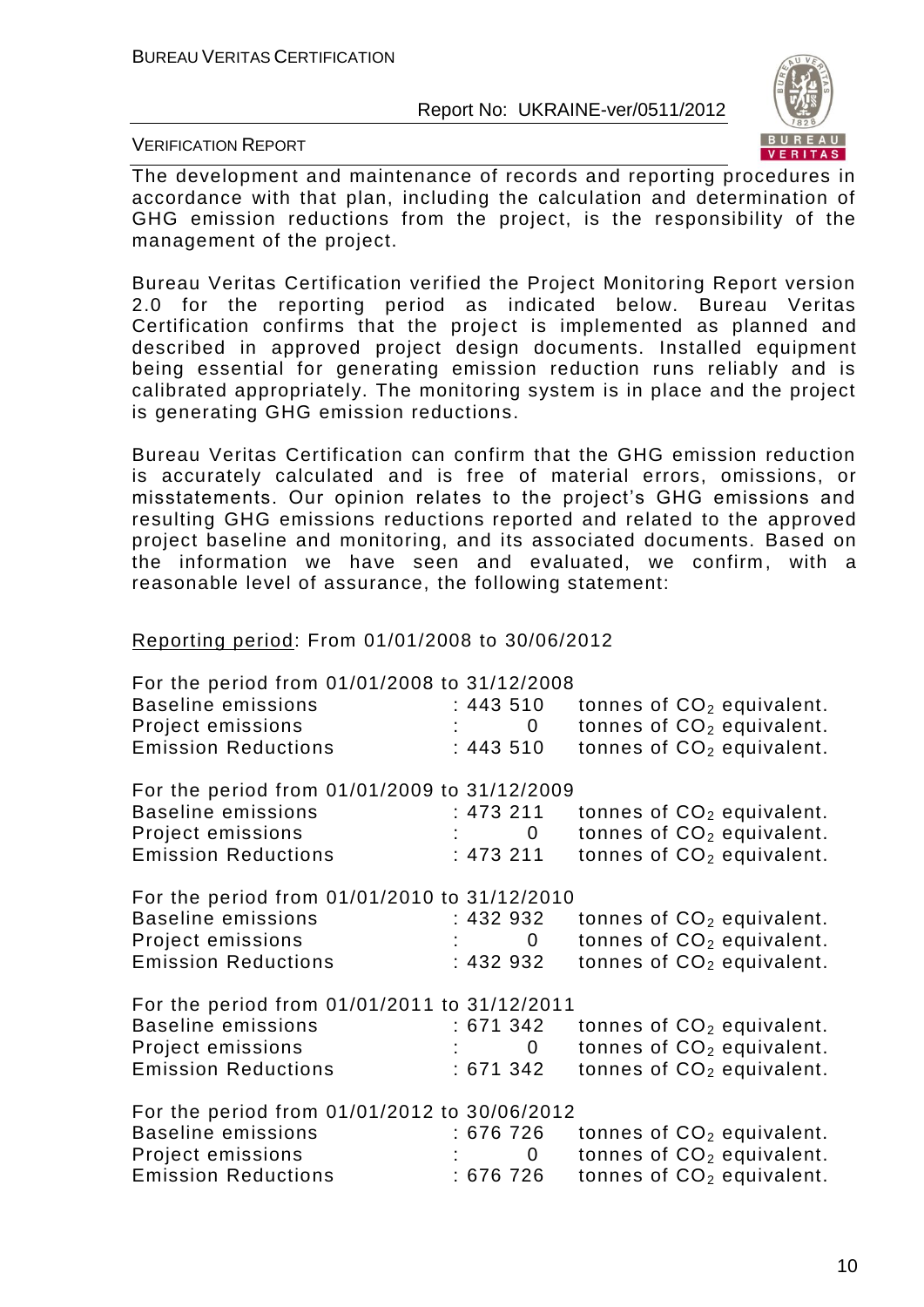The development and maintenance of records and reporting procedures in accordance with that plan, including the calculation and determination of GHG emission reductions from the project, is the responsibility of the management of the project.

Bureau Veritas Certification verified the Project Monitoring Report version 2.0 for the reporting period as indicated below. Bureau Veritas Certification confirms that the project is implemented as planned and described in approved project design documents. Installed equipment being essential for generating emission reduction runs reliably and is calibrated appropriately. The monitoring system is in place and the project is generating GHG emission reductions.

Bureau Veritas Certification can confirm that the GHG emission reduction is accurately calculated and is free of material errors, omissions, or misstatements. Our opinion relates to the project's GHG emissions and resulting GHG emissions reductions reported and related to the approved project baseline and monitoring, and its associated documents. Based on the information we have seen and evaluated, we confirm, with a reasonable level of assurance, the following statement:

Reporting period: From 01/01/2008 to 30/06/2012

For the period from 01/01/2008 to 31/12/2008
Baseline emissions : 443 510 tonnes of $CO_2$ equivalent.
Project emissions : 0 tonnes of $CO_2$ equivalent.
Emission Reductions : 443 510 tonnes of $CO_2$ equivalent.

For the period from 01/01/2009 to 31/12/2009
Baseline emissions : 473 211 tonnes of $CO_2$ equivalent.
Project emissions : 0 tonnes of $CO_2$ equivalent.
Emission Reductions : 473 211 tonnes of $CO_2$ equivalent.

For the period from 01/01/2010 to 31/12/2010
Baseline emissions : 432 932 tonnes of $CO_2$ equivalent.
Project emissions : 0 tonnes of $CO_2$ equivalent.
Emission Reductions : 432 932 tonnes of $CO_2$ equivalent.

For the period from 01/01/2011 to 31/12/2011
Baseline emissions : 671 342 tonnes of $CO_2$ equivalent.
Project emissions : 0 tonnes of $CO_2$ equivalent.
Emission Reductions : 671 342 tonnes of $CO_2$ equivalent.

For the period from 01/01/2012 to 30/06/2012
Baseline emissions : 676 726 tonnes of $CO_2$ equivalent.
Project emissions : 0 tonnes of $CO_2$ equivalent.
Emission Reductions : 676 726 tonnes of $CO_2$ equivalent.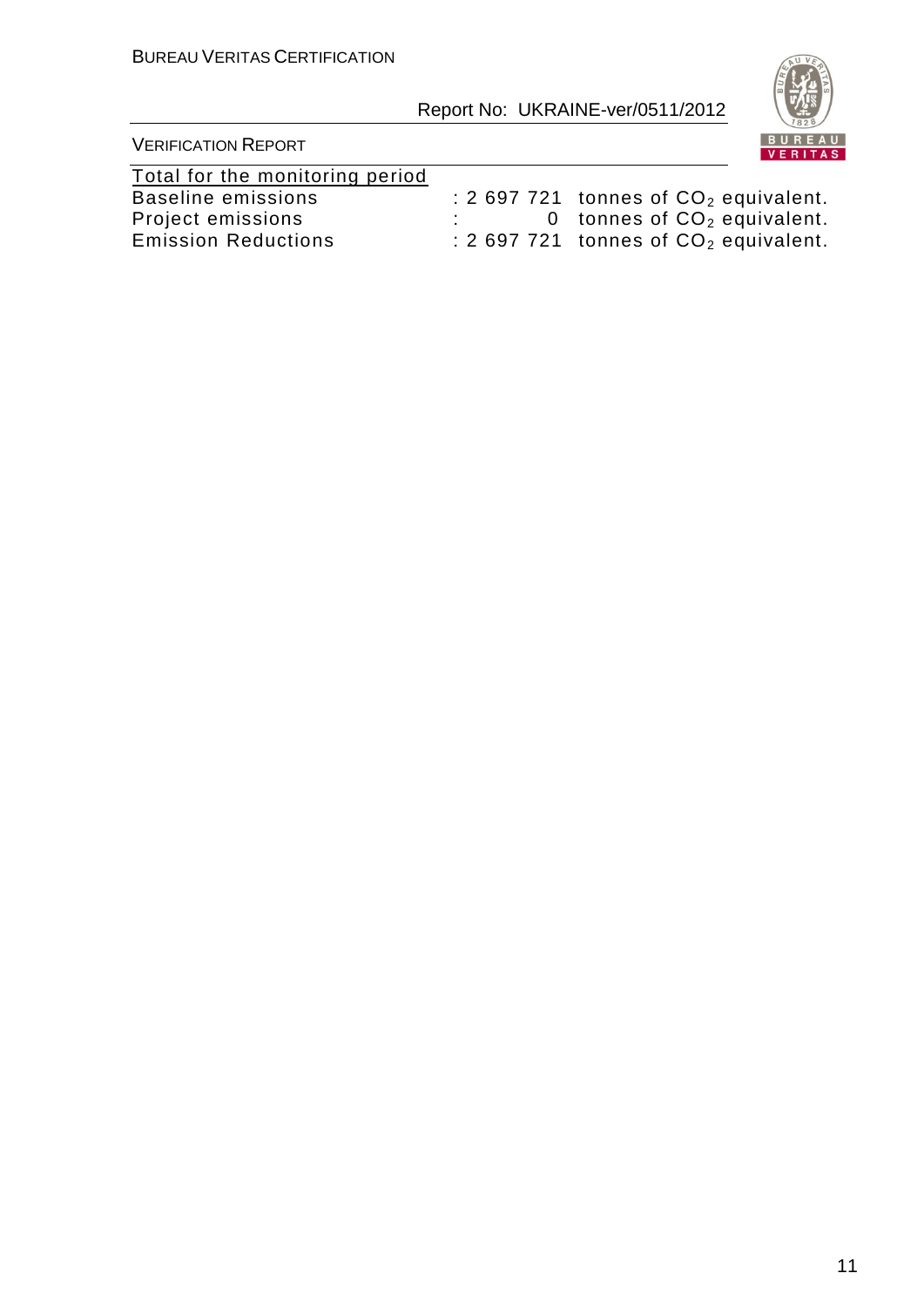Total for the monitoring period

| | | |
|---|---|---|
| Baseline emissions | : 2 697 721 | tonnes of $CO_2$ equivalent. |
| Project emissions | : 0 | tonnes of $CO_2$ equivalent. |
| Emission Reductions | : 2 697 721 | tonnes of $CO_2$ equivalent. |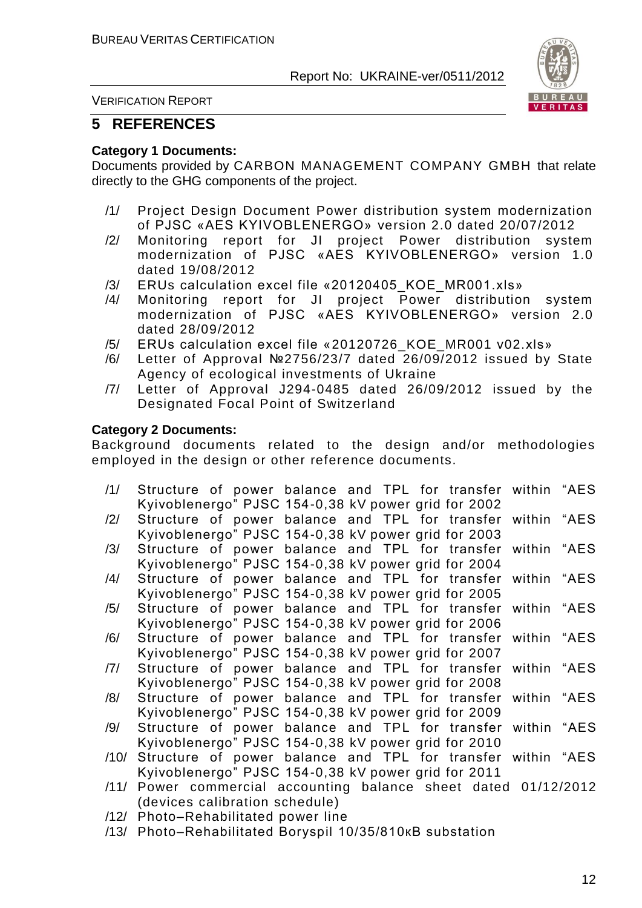## 5 REFERENCES

**Category 1 Documents:**

Documents provided by CARBON MANAGEMENT COMPANY GMBH that relate directly to the GHG components of the project.

/1/ Project Design Document Power distribution system modernization of PJSC «AES KYIVOBLENERGO» version 2.0 dated 20/07/2012

/2/ Monitoring report for JI project Power distribution system modernization of PJSC «AES KYIVOBLENERGO» version 1.0 dated 19/08/2012

/3/ ERUs calculation excel file «20120405_KOE_MR001.xls»

/4/ Monitoring report for JI project Power distribution system modernization of PJSC «AES KYIVOBLENERGO» version 2.0 dated 28/09/2012

/5/ ERUs calculation excel file «20120726_KOE_MR001 v02.xls»

/6/ Letter of Approval №2756/23/7 dated 26/09/2012 issued by State Agency of ecological investments of Ukraine

/7/ Letter of Approval J294-0485 dated 26/09/2012 issued by the Designated Focal Point of Switzerland

**Category 2 Documents:**

Background documents related to the design and/or methodologies employed in the design or other reference documents.

/1/ Structure of power balance and TPL for transfer within "AES Kyivoblenergo" PJSC 154-0,38 kV power grid for 2002

/2/ Structure of power balance and TPL for transfer within "AES Kyivoblenergo" PJSC 154-0,38 kV power grid for 2003

/3/ Structure of power balance and TPL for transfer within "AES Kyivoblenergo" PJSC 154-0,38 kV power grid for 2004

/4/ Structure of power balance and TPL for transfer within "AES Kyivoblenergo" PJSC 154-0,38 kV power grid for 2005

/5/ Structure of power balance and TPL for transfer within "AES Kyivoblenergo" PJSC 154-0,38 kV power grid for 2006

/6/ Structure of power balance and TPL for transfer within "AES Kyivoblenergo" PJSC 154-0,38 kV power grid for 2007

/7/ Structure of power balance and TPL for transfer within "AES Kyivoblenergo" PJSC 154-0,38 kV power grid for 2008

/8/ Structure of power balance and TPL for transfer within "AES Kyivoblenergo" PJSC 154-0,38 kV power grid for 2009

/9/ Structure of power balance and TPL for transfer within "AES Kyivoblenergo" PJSC 154-0,38 kV power grid for 2010

/10/ Structure of power balance and TPL for transfer within "AES Kyivoblenergo" PJSC 154-0,38 kV power grid for 2011

/11/ Power commercial accounting balance sheet dated 01/12/2012 (devices calibration schedule)

/12/ Photo–Rehabilitated power line

/13/ Photo–Rehabilitated Boryspil 10/35/810кВ substation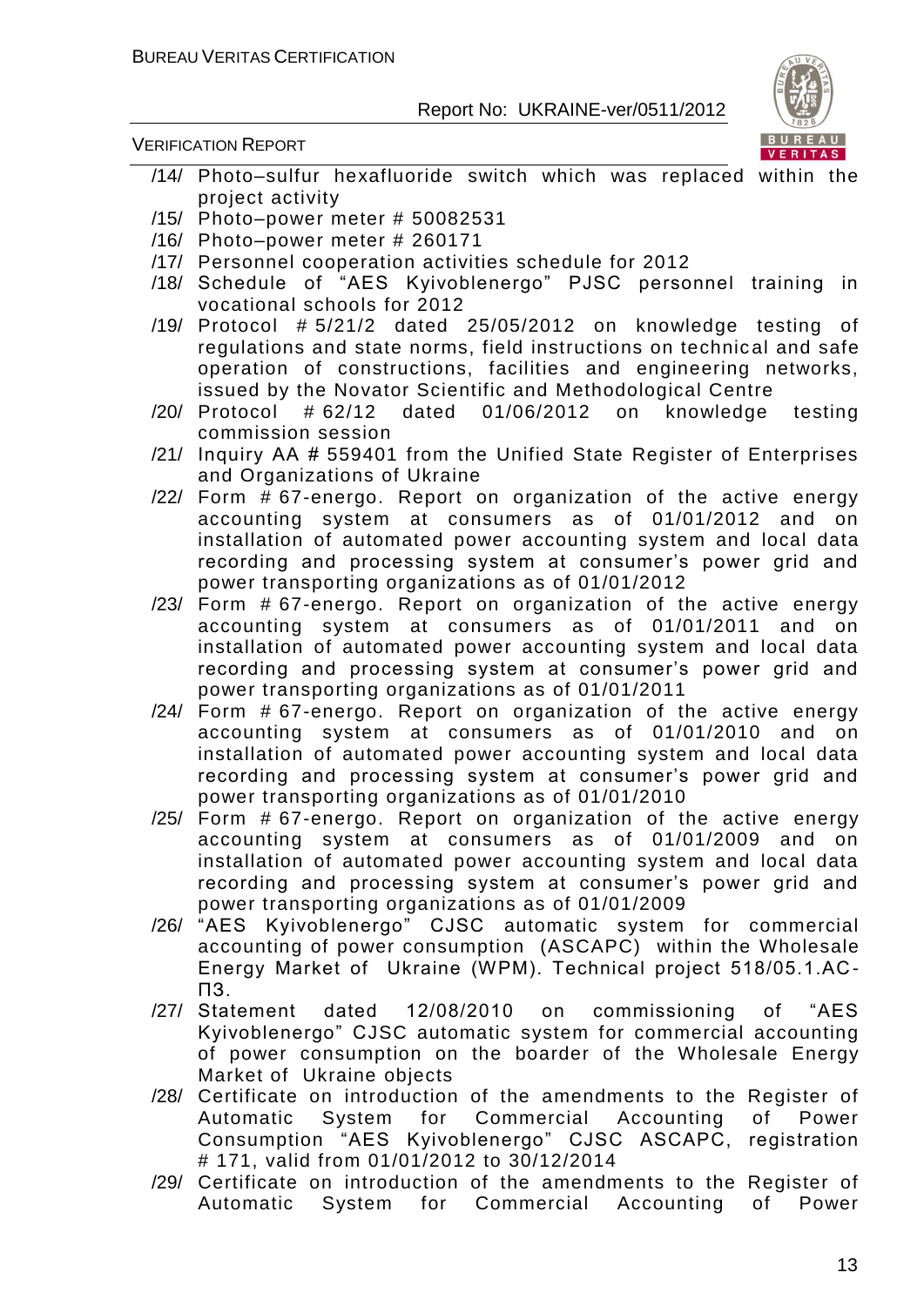/14/ Photo–sulfur hexafluoride switch which was replaced within the project activity

/15/ Photo–power meter # 50082531

/16/ Photo–power meter # 260171

/17/ Personnel cooperation activities schedule for 2012

/18/ Schedule of "AES Kyivoblenergo" PJSC personnel training in vocational schools for 2012

/19/ Protocol # 5/21/2 dated 25/05/2012 on knowledge testing of regulations and state norms, field instructions on technical and safe operation of constructions, facilities and engineering networks, issued by the Novator Scientific and Methodological Centre

/20/ Protocol # 62/12 dated 01/06/2012 on knowledge testing commission session

/21/ Inquiry AA # 559401 from the Unified State Register of Enterprises and Organizations of Ukraine

/22/ Form # 67-energo. Report on organization of the active energy accounting system at consumers as of 01/01/2012 and on installation of automated power accounting system and local data recording and processing system at consumer's power grid and power transporting organizations as of 01/01/2012

/23/ Form # 67-energo. Report on organization of the active energy accounting system at consumers as of 01/01/2011 and on installation of automated power accounting system and local data recording and processing system at consumer's power grid and power transporting organizations as of 01/01/2011

/24/ Form # 67-energo. Report on organization of the active energy accounting system at consumers as of 01/01/2010 and on installation of automated power accounting system and local data recording and processing system at consumer's power grid and power transporting organizations as of 01/01/2010

/25/ Form # 67-energo. Report on organization of the active energy accounting system at consumers as of 01/01/2009 and on installation of automated power accounting system and local data recording and processing system at consumer's power grid and power transporting organizations as of 01/01/2009

/26/ "AES Kyivoblenergo" CJSC automatic system for commercial accounting of power consumption (ASCAPC) within the Wholesale Energy Market of Ukraine (WPM). Technical project 518/05.1.AC-П3.

/27/ Statement dated 12/08/2010 on commissioning of "AES Kyivoblenergo" CJSC automatic system for commercial accounting of power consumption on the boarder of the Wholesale Energy Market of Ukraine objects

/28/ Certificate on introduction of the amendments to the Register of Automatic System for Commercial Accounting of Power Consumption "AES Kyivoblenergo" CJSC ASCAPC, registration # 171, valid from 01/01/2012 to 30/12/2014

/29/ Certificate on introduction of the amendments to the Register of Automatic System for Commercial Accounting of Power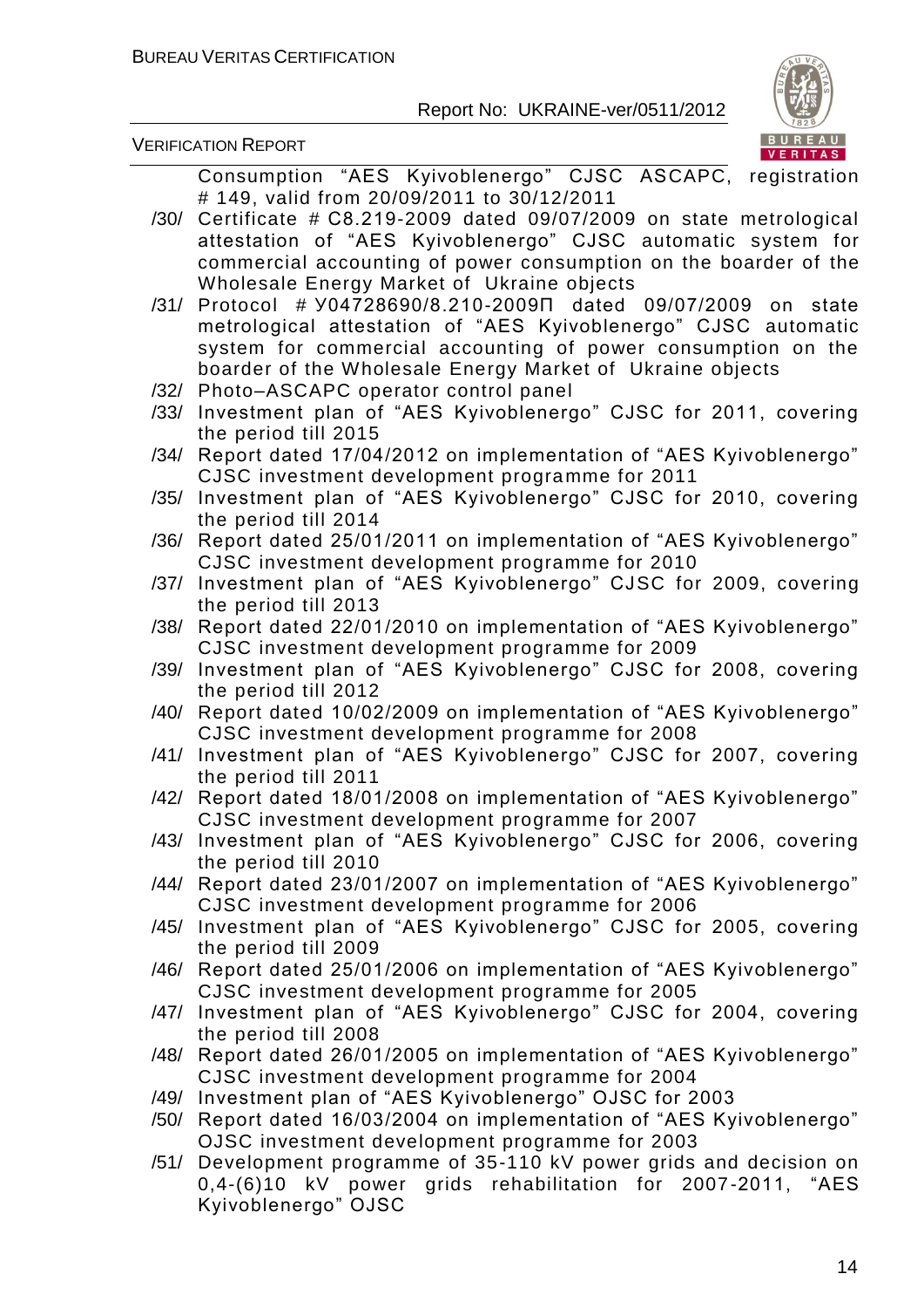Consumption "AES Kyivoblenergo" CJSC ASCAPC, registration # 149, valid from 20/09/2011 to 30/12/2011

/30/ Certificate # C8.219-2009 dated 09/07/2009 on state metrological attestation of "AES Kyivoblenergo" CJSC automatic system for commercial accounting of power consumption on the boarder of the Wholesale Energy Market of Ukraine objects

/31/ Protocol # У04728690/8.210-2009П dated 09/07/2009 on state metrological attestation of "AES Kyivoblenergo" CJSC automatic system for commercial accounting of power consumption on the boarder of the Wholesale Energy Market of Ukraine objects

/32/ Photo–ASCAPC operator control panel

/33/ Investment plan of "AES Kyivoblenergo" CJSC for 2011, covering the period till 2015

/34/ Report dated 17/04/2012 on implementation of "AES Kyivoblenergo" CJSC investment development programme for 2011

/35/ Investment plan of "AES Kyivoblenergo" CJSC for 2010, covering the period till 2014

/36/ Report dated 25/01/2011 on implementation of "AES Kyivoblenergo" CJSC investment development programme for 2010

/37/ Investment plan of "AES Kyivoblenergo" CJSC for 2009, covering the period till 2013

/38/ Report dated 22/01/2010 on implementation of "AES Kyivoblenergo" CJSC investment development programme for 2009

/39/ Investment plan of "AES Kyivoblenergo" CJSC for 2008, covering the period till 2012

/40/ Report dated 10/02/2009 on implementation of "AES Kyivoblenergo" CJSC investment development programme for 2008

/41/ Investment plan of "AES Kyivoblenergo" CJSC for 2007, covering the period till 2011

/42/ Report dated 18/01/2008 on implementation of "AES Kyivoblenergo" CJSC investment development programme for 2007

/43/ Investment plan of "AES Kyivoblenergo" CJSC for 2006, covering the period till 2010

/44/ Report dated 23/01/2007 on implementation of "AES Kyivoblenergo" CJSC investment development programme for 2006

/45/ Investment plan of "AES Kyivoblenergo" CJSC for 2005, covering the period till 2009

/46/ Report dated 25/01/2006 on implementation of "AES Kyivoblenergo" CJSC investment development programme for 2005

/47/ Investment plan of "AES Kyivoblenergo" CJSC for 2004, covering the period till 2008

/48/ Report dated 26/01/2005 on implementation of "AES Kyivoblenergo" CJSC investment development programme for 2004

/49/ Investment plan of "AES Kyivoblenergo" OJSC for 2003

/50/ Report dated 16/03/2004 on implementation of "AES Kyivoblenergo" OJSC investment development programme for 2003

/51/ Development programme of 35-110 kV power grids and decision on 0,4-(6)10 kV power grids rehabilitation for 2007-2011, "AES Kyivoblenergo" OJSC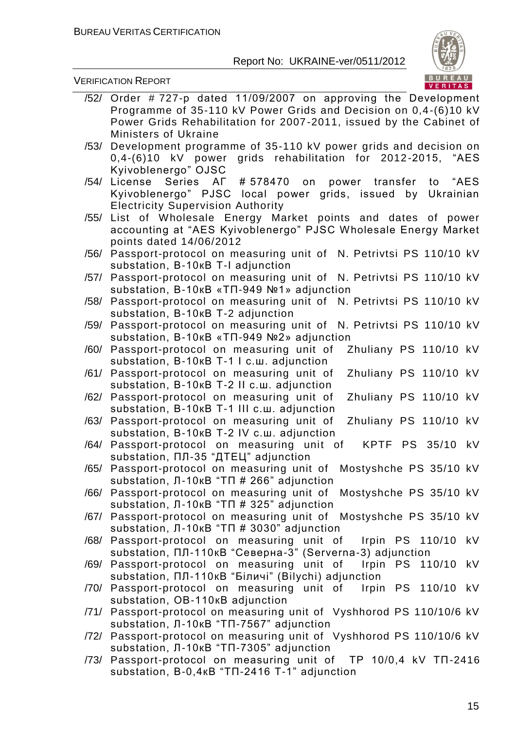/52/ Order # 727-р dated 11/09/2007 on approving the Development Programme of 35-110 kV Power Grids and Decision on 0,4-(6)10 kV Power Grids Rehabilitation for 2007-2011, issued by the Cabinet of Ministers of Ukraine

/53/ Development programme of 35-110 kV power grids and decision on 0,4-(6)10 kV power grids rehabilitation for 2012-2015, "AES Kyivoblenergo" OJSC

/54/ License Series АГ # 578470 on power transfer to "AES Kyivoblenergo" PJSC local power grids, issued by Ukrainian Electricity Supervision Authority

/55/ List of Wholesale Energy Market points and dates of power accounting at "AES Kyivoblenergo" PJSC Wholesale Energy Market points dated 14/06/2012

/56/ Passport-protocol on measuring unit of N. Petrivtsi PS 110/10 kV substation, В-10кВ Т-І adjunction

/57/ Passport-protocol on measuring unit of N. Petrivtsi PS 110/10 kV substation, В-10кВ «ТП-949 №1» adjunction

/58/ Passport-protocol on measuring unit of N. Petrivtsi PS 110/10 kV substation, В-10кВ Т-2 adjunction

/59/ Passport-protocol on measuring unit of N. Petrivtsi PS 110/10 kV substation, В-10кВ «ТП-949 №2» adjunction

/60/ Passport-protocol on measuring unit of Zhuliany PS 110/10 kV substation, В-10кВ Т-1 І с.ш. adjunction

/61/ Passport-protocol on measuring unit of Zhuliany PS 110/10 kV substation, В-10кВ Т-2 ІІ с.ш. adjunction

/62/ Passport-protocol on measuring unit of Zhuliany PS 110/10 kV substation, В-10кВ Т-1 ІІІ с.ш. adjunction

/63/ Passport-protocol on measuring unit of Zhuliany PS 110/10 kV substation, В-10кВ Т-2 ІV с.ш. adjunction

/64/ Passport-protocol on measuring unit of KPTF PS 35/10 kV substation, ПЛ-35 "ДТЕЦ" adjunction

/65/ Passport-protocol on measuring unit of Mostyshche PS 35/10 kV substation, Л-10кВ "ТП # 266" adjunction

/66/ Passport-protocol on measuring unit of Mostyshche PS 35/10 kV substation, Л-10кВ "ТП # 325" adjunction

/67/ Passport-protocol on measuring unit of Mostyshche PS 35/10 kV substation, Л-10кВ "ТП # 3030" adjunction

/68/ Passport-protocol on measuring unit of Irpin PS 110/10 kV substation, ПЛ-110кВ "Северна-3" (Serverna-3) adjunction

/69/ Passport-protocol on measuring unit of Irpin PS 110/10 kV substation, ПЛ-110кВ "Біличі" (Bilychi) adjunction

/70/ Passport-protocol on measuring unit of Irpin PS 110/10 kV substation, ОВ-110кВ adjunction

/71/ Passport-protocol on measuring unit of Vyshhorod PS 110/10/6 kV substation, Л-10кВ "ТП-7567" adjunction

/72/ Passport-protocol on measuring unit of Vyshhorod PS 110/10/6 kV substation, Л-10кВ "ТП-7305" adjunction

/73/ Passport-protocol on measuring unit of TP 10/0,4 kV ТП-2416 substation, В-0,4кВ "ТП-2416 Т-1" adjunction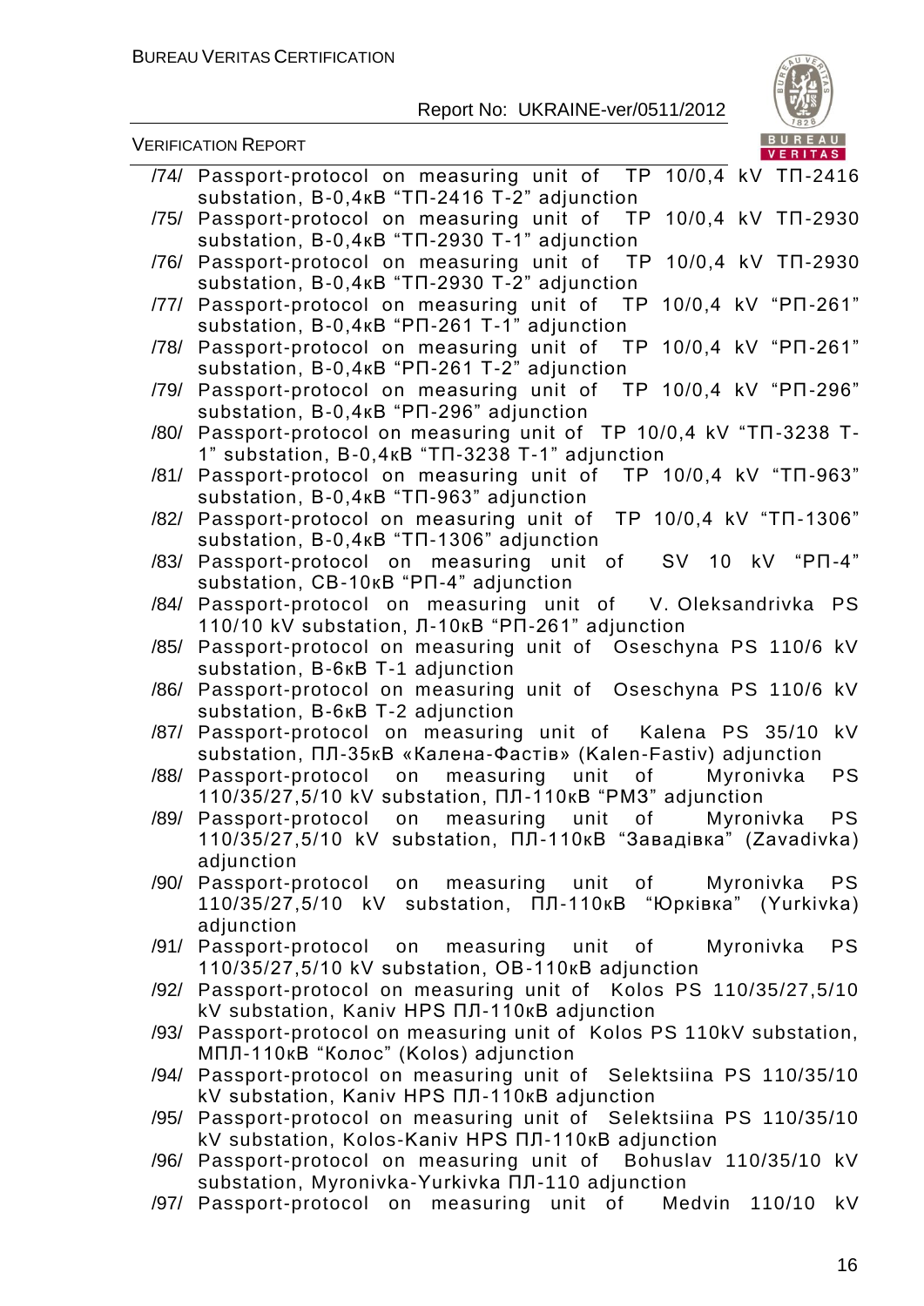/74/ Passport-protocol on measuring unit of TP 10/0,4 kV ТП-2416 substation, В-0,4кВ "ТП-2416 Т-2" adjunction

/75/ Passport-protocol on measuring unit of TP 10/0,4 kV ТП-2930 substation, В-0,4кВ "ТП-2930 Т-1" adjunction

/76/ Passport-protocol on measuring unit of TP 10/0,4 kV ТП-2930 substation, В-0,4кВ "ТП-2930 Т-2" adjunction

/77/ Passport-protocol on measuring unit of TP 10/0,4 kV "РП-261" substation, В-0,4кВ "РП-261 Т-1" adjunction

/78/ Passport-protocol on measuring unit of TP 10/0,4 kV "РП-261" substation, В-0,4кВ "РП-261 Т-2" adjunction

/79/ Passport-protocol on measuring unit of TP 10/0,4 kV "РП-296" substation, В-0,4кВ "РП-296" adjunction

/80/ Passport-protocol on measuring unit of TP 10/0,4 kV "ТП-3238 Т-1" substation, В-0,4кВ "ТП-3238 Т-1" adjunction

/81/ Passport-protocol on measuring unit of TP 10/0,4 kV "ТП-963" substation, В-0,4кВ "ТП-963" adjunction

/82/ Passport-protocol on measuring unit of TP 10/0,4 kV "ТП-1306" substation, В-0,4кВ "ТП-1306" adjunction

/83/ Passport-protocol on measuring unit of SV 10 kV "РП-4" substation, СВ-10кВ "РП-4" adjunction

/84/ Passport-protocol on measuring unit of V. Oleksandrivka PS 110/10 kV substation, Л-10кВ "РП-261" adjunction

/85/ Passport-protocol on measuring unit of Oseschyna PS 110/6 kV substation, В-6кВ Т-1 adjunction

/86/ Passport-protocol on measuring unit of Oseschyna PS 110/6 kV substation, В-6кВ Т-2 adjunction

/87/ Passport-protocol on measuring unit of Kalena PS 35/10 kV substation, ПЛ-35кВ «Калена-Фастів» (Kalen-Fastiv) adjunction

/88/ Passport-protocol on measuring unit of Myronivka PS 110/35/27,5/10 kV substation, ПЛ-110кВ "РМЗ" adjunction

/89/ Passport-protocol on measuring unit of Myronivka PS 110/35/27,5/10 kV substation, ПЛ-110кВ "Завадівка" (Zavadivka) adjunction

/90/ Passport-protocol on measuring unit of Myronivka PS 110/35/27,5/10 kV substation, ПЛ-110кВ "Юрківка" (Yurkivka) adjunction

/91/ Passport-protocol on measuring unit of Myronivka PS 110/35/27,5/10 kV substation, ОВ-110кВ adjunction

/92/ Passport-protocol on measuring unit of Kolos PS 110/35/27,5/10 kV substation, Kaniv HPS ПЛ-110кВ adjunction

/93/ Passport-protocol on measuring unit of Kolos PS 110kV substation, МПЛ-110кВ "Колос" (Kolos) adjunction

/94/ Passport-protocol on measuring unit of Selektsiina PS 110/35/10 kV substation, Kaniv HPS ПЛ-110кВ adjunction

/95/ Passport-protocol on measuring unit of Selektsiina PS 110/35/10 kV substation, Kolos-Kaniv HPS ПЛ-110кВ adjunction

/96/ Passport-protocol on measuring unit of Bohuslav 110/35/10 kV substation, Myronivka-Yurkivka ПЛ-110 adjunction

/97/ Passport-protocol on measuring unit of Medvin 110/10 kV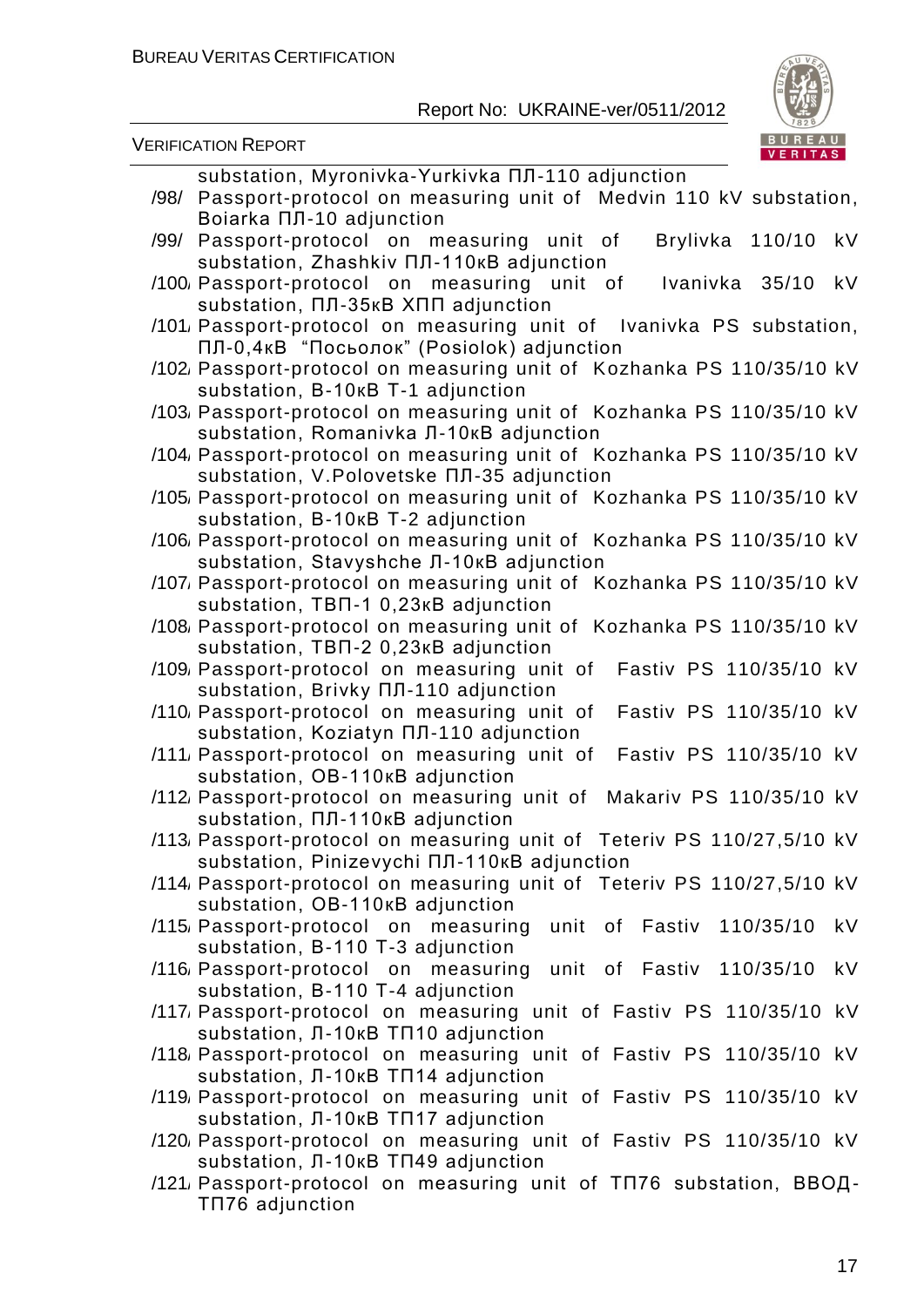substation, Myronivka-Yurkivka ПЛ-110 adjunction

/98/ Passport-protocol on measuring unit of Medvin 110 kV substation, Boiarka ПЛ-10 adjunction

/99/ Passport-protocol on measuring unit of Brylivka 110/10 kV substation, Zhashkiv ПЛ-110кВ adjunction

/100/ Passport-protocol on measuring unit of Ivanivka 35/10 kV substation, ПЛ-35кВ ХПП adjunction

/101/ Passport-protocol on measuring unit of Ivanivka PS substation, ПЛ-0,4кВ "Посьолок" (Posiolok) adjunction

/102/ Passport-protocol on measuring unit of Kozhanka PS 110/35/10 kV substation, В-10кВ Т-1 adjunction

/103/ Passport-protocol on measuring unit of Kozhanka PS 110/35/10 kV substation, Romanivka Л-10кВ adjunction

/104/ Passport-protocol on measuring unit of Kozhanka PS 110/35/10 kV substation, V.Polovetske ПЛ-35 adjunction

/105/ Passport-protocol on measuring unit of Kozhanka PS 110/35/10 kV substation, В-10кВ Т-2 adjunction

/106/ Passport-protocol on measuring unit of Kozhanka PS 110/35/10 kV substation, Stavyshche Л-10кВ adjunction

/107/ Passport-protocol on measuring unit of Kozhanka PS 110/35/10 kV substation, ТВП-1 0,23кВ adjunction

/108/ Passport-protocol on measuring unit of Kozhanka PS 110/35/10 kV substation, ТВП-2 0,23кВ adjunction

/109/ Passport-protocol on measuring unit of Fastiv PS 110/35/10 kV substation, Brivky ПЛ-110 adjunction

/110/ Passport-protocol on measuring unit of Fastiv PS 110/35/10 kV substation, Koziatyn ПЛ-110 adjunction

/111/ Passport-protocol on measuring unit of Fastiv PS 110/35/10 kV substation, ОВ-110кВ adjunction

/112/ Passport-protocol on measuring unit of Makariv PS 110/35/10 kV substation, ПЛ-110кВ adjunction

/113/ Passport-protocol on measuring unit of Teteriv PS 110/27,5/10 kV substation, Pinizevychi ПЛ-110кВ adjunction

/114/ Passport-protocol on measuring unit of Teteriv PS 110/27,5/10 kV substation, ОВ-110кВ adjunction

/115/ Passport-protocol on measuring unit of Fastiv 110/35/10 kV substation, В-110 Т-3 adjunction

/116/ Passport-protocol on measuring unit of Fastiv 110/35/10 kV substation, В-110 Т-4 adjunction

/117/ Passport-protocol on measuring unit of Fastiv PS 110/35/10 kV substation, Л-10кВ ТП10 adjunction

/118/ Passport-protocol on measuring unit of Fastiv PS 110/35/10 kV substation, Л-10кВ ТП14 adjunction

/119/ Passport-protocol on measuring unit of Fastiv PS 110/35/10 kV substation, Л-10кВ ТП17 adjunction

/120/ Passport-protocol on measuring unit of Fastiv PS 110/35/10 kV substation, Л-10кВ ТП49 adjunction

/121/ Passport-protocol on measuring unit of ТП76 substation, ВВОД-ТП76 adjunction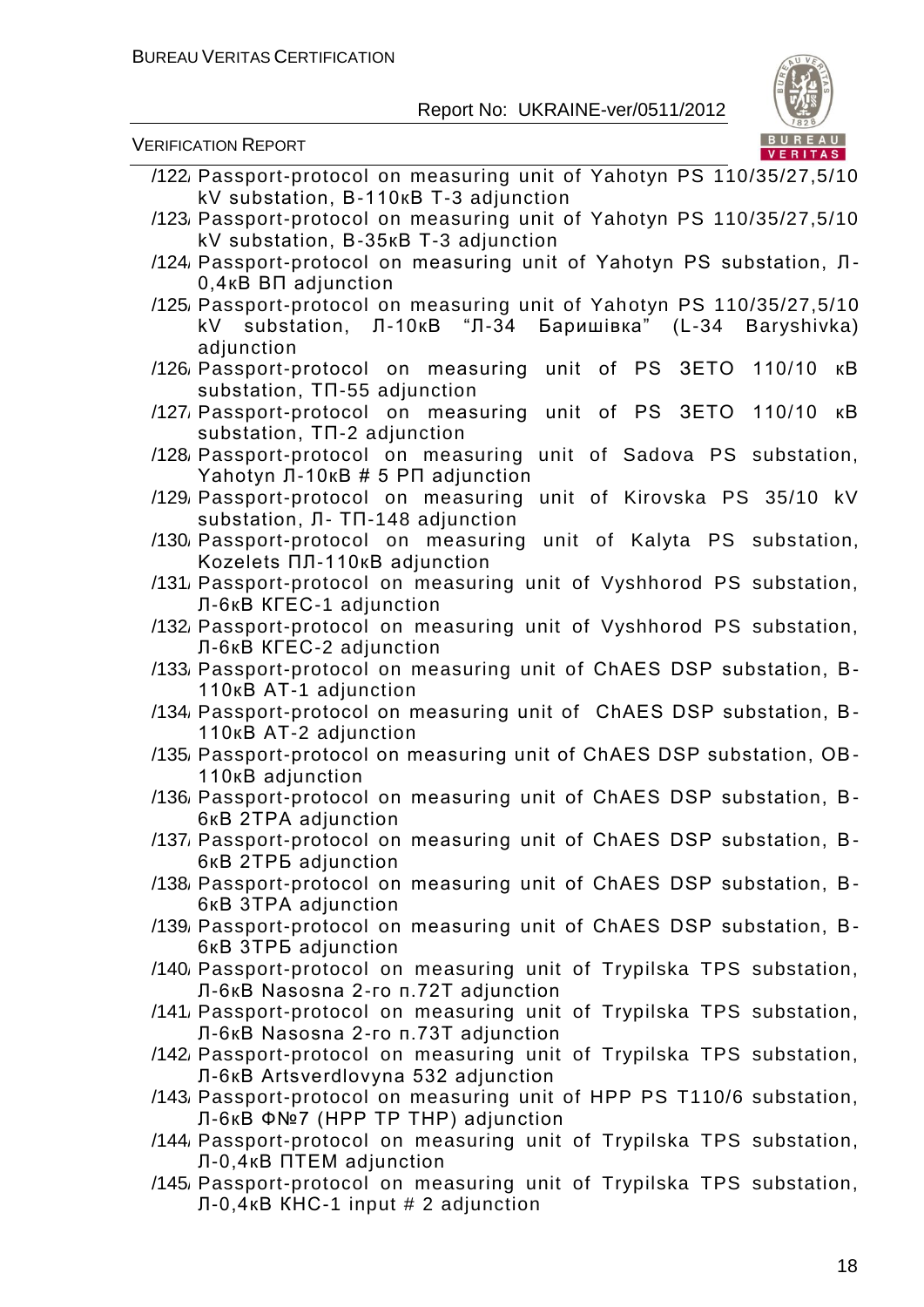/122/ Passport-protocol on measuring unit of Yahotyn PS 110/35/27,5/10 kV substation, В-110кВ Т-3 adjunction

/123/ Passport-protocol on measuring unit of Yahotyn PS 110/35/27,5/10 kV substation, В-35кВ Т-3 adjunction

/124/ Passport-protocol on measuring unit of Yahotyn PS substation, Л-0,4кВ ВП adjunction

/125/ Passport-protocol on measuring unit of Yahotyn PS 110/35/27,5/10 kV substation, Л-10кВ "Л-34 Баришівка" (L-34 Baryshivka) adjunction

/126/ Passport-protocol on measuring unit of PS ЗЕТО 110/10 кВ substation, ТП-55 adjunction

/127/ Passport-protocol on measuring unit of PS ЗЕТО 110/10 кВ substation, ТП-2 adjunction

/128/ Passport-protocol on measuring unit of Sadova PS substation, Yahotyn Л-10кВ # 5 РП adjunction

/129/ Passport-protocol on measuring unit of Kirovska PS 35/10 kV substation, Л- ТП-148 adjunction

/130/ Passport-protocol on measuring unit of Kalyta PS substation, Kozelets ПЛ-110кВ adjunction

/131/ Passport-protocol on measuring unit of Vyshhorod PS substation, Л-6кВ КГЕС-1 adjunction

/132/ Passport-protocol on measuring unit of Vyshhorod PS substation, Л-6кВ КГЕС-2 adjunction

/133/ Passport-protocol on measuring unit of ChAES DSP substation, В-110кВ АТ-1 adjunction

/134/ Passport-protocol on measuring unit of ChAES DSP substation, В-110кВ АТ-2 adjunction

/135/ Passport-protocol on measuring unit of ChAES DSP substation, ОВ-110кВ adjunction

/136/ Passport-protocol on measuring unit of ChAES DSP substation, В-6кВ 2ТРА adjunction

/137/ Passport-protocol on measuring unit of ChAES DSP substation, В-6кВ 2ТРБ adjunction

/138/ Passport-protocol on measuring unit of ChAES DSP substation, В-6кВ 3ТРА adjunction

/139/ Passport-protocol on measuring unit of ChAES DSP substation, В-6кВ 3ТРБ adjunction

/140/ Passport-protocol on measuring unit of Trypilska TPS substation, Л-6кВ Nasosna 2-го п.72Т adjunction

/141/ Passport-protocol on measuring unit of Trypilska TPS substation, Л-6кВ Nasosna 2-го п.73Т adjunction

/142/ Passport-protocol on measuring unit of Trypilska TPS substation, Л-6кВ Artsverdlovyna 532 adjunction

/143/ Passport-protocol on measuring unit of HPP PS T110/6 substation, Л-6кВ Ф№7 (HPP TP THP) adjunction

/144/ Passport-protocol on measuring unit of Trypilska TPS substation, Л-0,4кВ ПТЕМ adjunction

/145/ Passport-protocol on measuring unit of Trypilska TPS substation, Л-0,4кВ КНС-1 input # 2 adjunction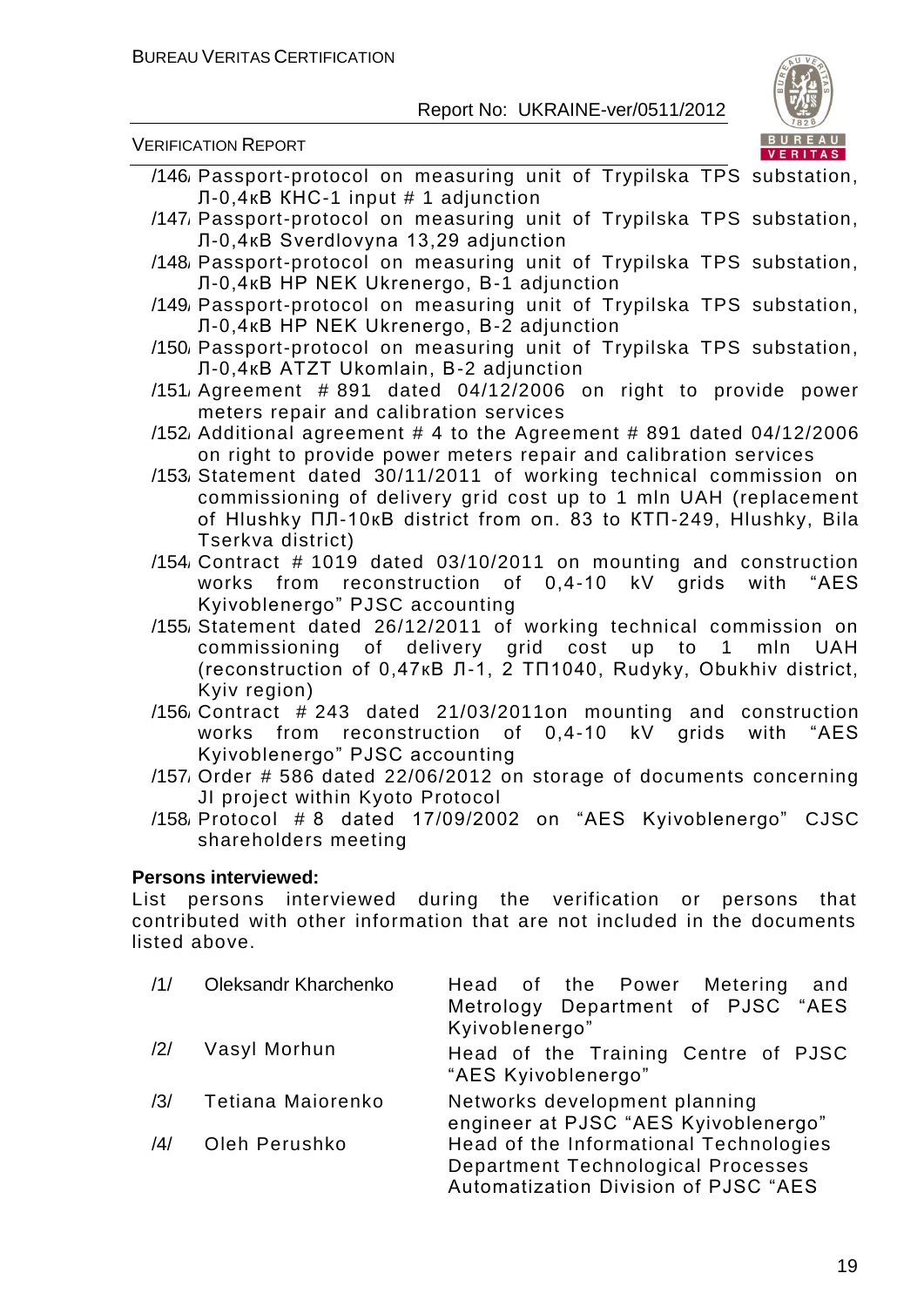/146/ Passport-protocol on measuring unit of Trypilska TPS substation, Л-0,4кВ КНС-1 input # 1 adjunction

/147/ Passport-protocol on measuring unit of Trypilska TPS substation, Л-0,4кВ Sverdlovyna 13,29 adjunction

/148/ Passport-protocol on measuring unit of Trypilska TPS substation, Л-0,4кВ HP NEK Ukrenergo, B-1 adjunction

/149/ Passport-protocol on measuring unit of Trypilska TPS substation, Л-0,4кВ HP NEK Ukrenergo, B-2 adjunction

/150/ Passport-protocol on measuring unit of Trypilska TPS substation, Л-0,4кВ ATZT Ukomlain, B-2 adjunction

/151/ Agreement # 891 dated 04/12/2006 on right to provide power meters repair and calibration services

/152/ Additional agreement # 4 to the Agreement # 891 dated 04/12/2006 on right to provide power meters repair and calibration services

/153/ Statement dated 30/11/2011 of working technical commission on commissioning of delivery grid cost up to 1 mln UAH (replacement of Hlushky ПЛ-10кВ district from оп. 83 to КТП-249, Hlushky, Bila Tserkva district)

/154/ Contract # 1019 dated 03/10/2011 on mounting and construction works from reconstruction of 0,4-10 kV grids with "AES Kyivoblenergo" PJSC accounting

/155/ Statement dated 26/12/2011 of working technical commission on commissioning of delivery grid cost up to 1 mln UAH (reconstruction of 0,47кВ Л-1, 2 ТП1040, Rudyky, Obukhiv district, Kyiv region)

/156/ Contract # 243 dated 21/03/2011on mounting and construction works from reconstruction of 0,4-10 kV grids with "AES Kyivoblenergo" PJSC accounting

/157/ Order # 586 dated 22/06/2012 on storage of documents concerning JI project within Kyoto Protocol

/158/ Protocol # 8 dated 17/09/2002 on "AES Kyivoblenergo" CJSC shareholders meeting

**Persons interviewed:**

List persons interviewed during the verification or persons that contributed with other information that are not included in the documents listed above.

| | | |
|---|---|---|
| /1/ | Oleksandr Kharchenko | Head of the Power Metering and Metrology Department of PJSC "AES Kyivoblenergo" |
| /2/ | Vasyl Morhun | Head of the Training Centre of PJSC "AES Kyivoblenergo" |
| /3/ | Tetiana Maiorenko | Networks development planning engineer at PJSC "AES Kyivoblenergo" |
| /4/ | Oleh Perushko | Head of the Informational Technologies Department Technological Processes Automatization Division of PJSC "AES |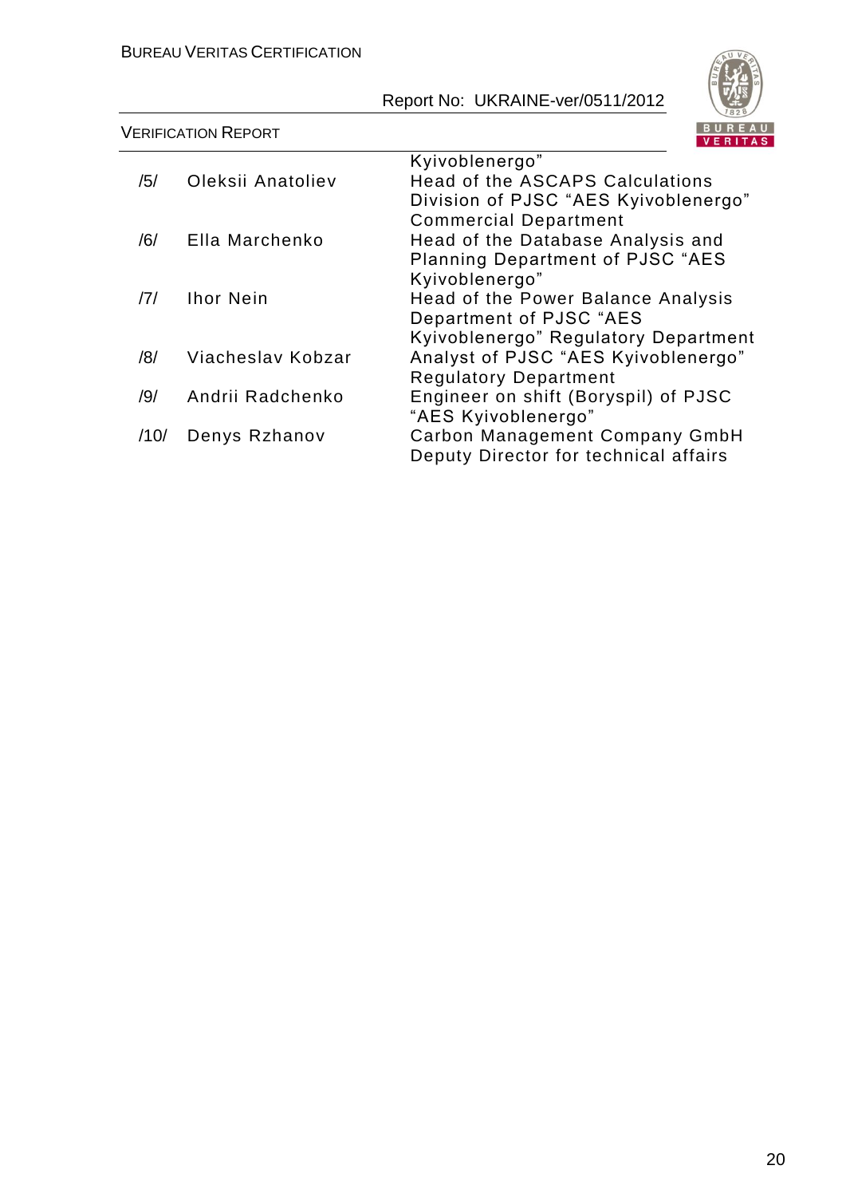| | | |
|---|---|---|
| | | Kyivoblenergo” |
| /5/ | Oleksii Anatoliev | Head of the ASCAPS Calculations Division of PJSC “AES Kyivoblenergo” Commercial Department |
| /6/ | Ella Marchenko | Head of the Database Analysis and Planning Department of PJSC “AES Kyivoblenergo” |
| /7/ | Ihor Nein | Head of the Power Balance Analysis Department of PJSC “AES Kyivoblenergo” Regulatory Department |
| /8/ | Viacheslav Kobzar | Analyst of PJSC “AES Kyivoblenergo” Regulatory Department |
| /9/ | Andrii Radchenko | Engineer on shift (Boryspil) of PJSC “AES Kyivoblenergo” |
| /10/ | Denys Rzhanov | Carbon Management Company GmbH Deputy Director for technical affairs |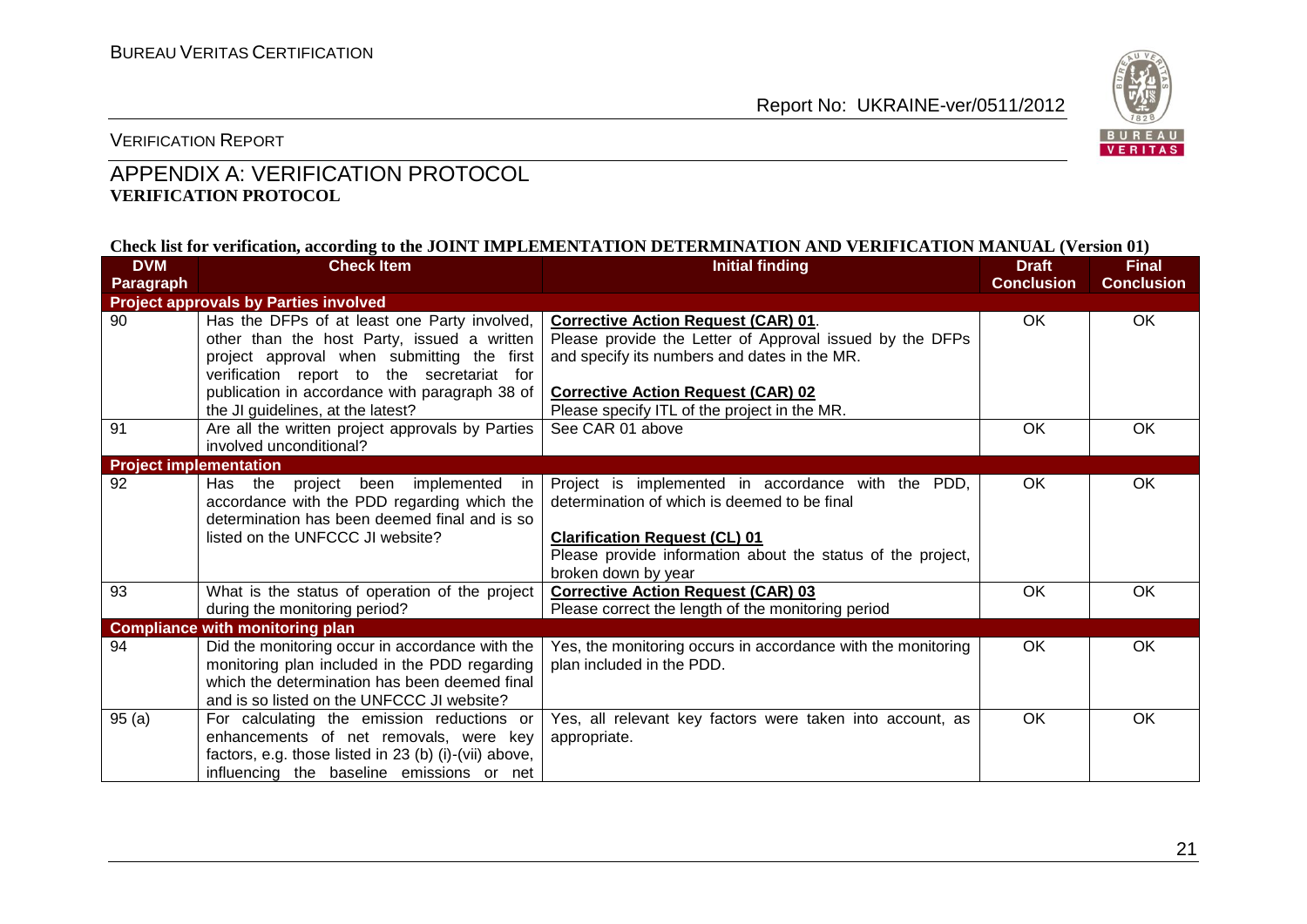VERIFICATION REPORT

## APPENDIX A: VERIFICATION PROTOCOL

**VERIFICATION PROTOCOL**

**Check list for verification, according to the JOINT IMPLEMENTATION DETERMINATION AND VERIFICATION MANUAL (Version 01)**

| DVM Paragraph | Check Item | Initial finding | Draft Conclusion | Final Conclusion |
|---|---|---|---|---|
| **Project approvals by Parties involved** | | | | |
| 90 | Has the DFPs of at least one Party involved, other than the host Party, issued a written project approval when submitting the first verification report to the secretariat for publication in accordance with paragraph 38 of the JI guidelines, at the latest? | **Corrective Action Request (CAR) 01**. Please provide the Letter of Approval issued by the DFPs and specify its numbers and dates in the MR. <br><br> **Corrective Action Request (CAR) 02** Please specify ITL of the project in the MR. | OK | OK |
| 91 | Are all the written project approvals by Parties involved unconditional? | See CAR 01 above | OK | OK |
| **Project implementation** | | | | |
| 92 | Has the project been implemented in accordance with the PDD regarding which the determination has been deemed final and is so listed on the UNFCCC JI website? | Project is implemented in accordance with the PDD, determination of which is deemed to be final <br><br> **Clarification Request (CL) 01** Please provide information about the status of the project, broken down by year | OK | OK |
| 93 | What is the status of operation of the project during the monitoring period? | **Corrective Action Request (CAR) 03** Please correct the length of the monitoring period | OK | OK |
| **Compliance with monitoring plan** | | | | |
| 94 | Did the monitoring occur in accordance with the monitoring plan included in the PDD regarding which the determination has been deemed final and is so listed on the UNFCCC JI website? | Yes, the monitoring occurs in accordance with the monitoring plan included in the PDD. | OK | OK |
| 95 (a) | For calculating the emission reductions or enhancements of net removals, were key factors, e.g. those listed in 23 (b) (i)-(vii) above, influencing the baseline emissions or net | Yes, all relevant key factors were taken into account, as appropriate. | OK | OK |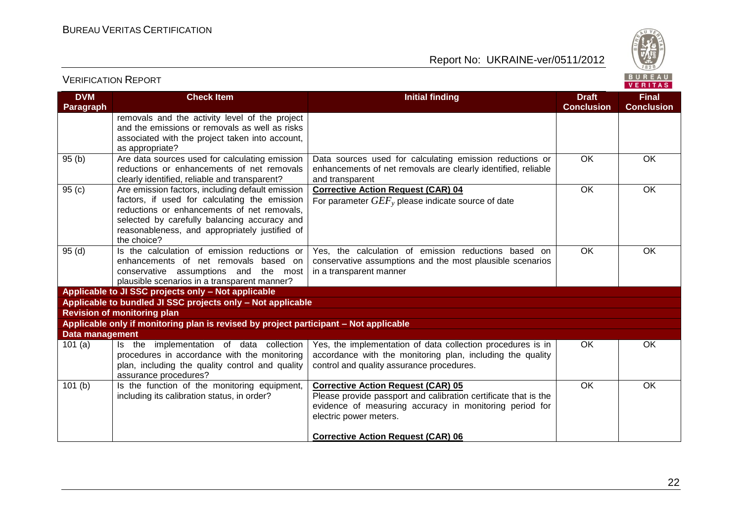| DVM Paragraph | Check Item | Initial finding | Draft Conclusion | Final Conclusion |
|---|---|---|---|---|
| | removals and the activity level of the project and the emissions or removals as well as risks associated with the project taken into account, as appropriate? | | | |
| 95 (b) | Are data sources used for calculating emission reductions or enhancements of net removals clearly identified, reliable and transparent? | Data sources used for calculating emission reductions or enhancements of net removals are clearly identified, reliable and transparent | OK | OK |
| 95 (c) | Are emission factors, including default emission factors, if used for calculating the emission reductions or enhancements of net removals, selected by carefully balancing accuracy and reasonableness, and appropriately justified of the choice? | **Corrective Action Request (CAR) 04**<br>For parameter $GEF_y$ please indicate source of date | OK | OK |
| 95 (d) | Is the calculation of emission reductions or enhancements of net removals based on conservative assumptions and the most plausible scenarios in a transparent manner? | Yes, the calculation of emission reductions based on conservative assumptions and the most plausible scenarios in a transparent manner | OK | OK |
| **Applicable to JI SSC projects only – Not applicable** | | | | |
| **Applicable to bundled JI SSC projects only – Not applicable** | | | | |
| **Revision of monitoring plan** | | | | |
| **Applicable only if monitoring plan is revised by project participant – Not applicable** | | | | |
| **Data management** | | | | |
| 101 (a) | Is the implementation of data collection procedures in accordance with the monitoring plan, including the quality control and quality assurance procedures? | Yes, the implementation of data collection procedures is in accordance with the monitoring plan, including the quality control and quality assurance procedures. | OK | OK |
| 101 (b) | Is the function of the monitoring equipment, including its calibration status, in order? | **Corrective Action Request (CAR) 05**<br>Please provide passport and calibration certificate that is the evidence of measuring accuracy in monitoring period for electric power meters.<br><br>**Corrective Action Request (CAR) 06** | OK | OK |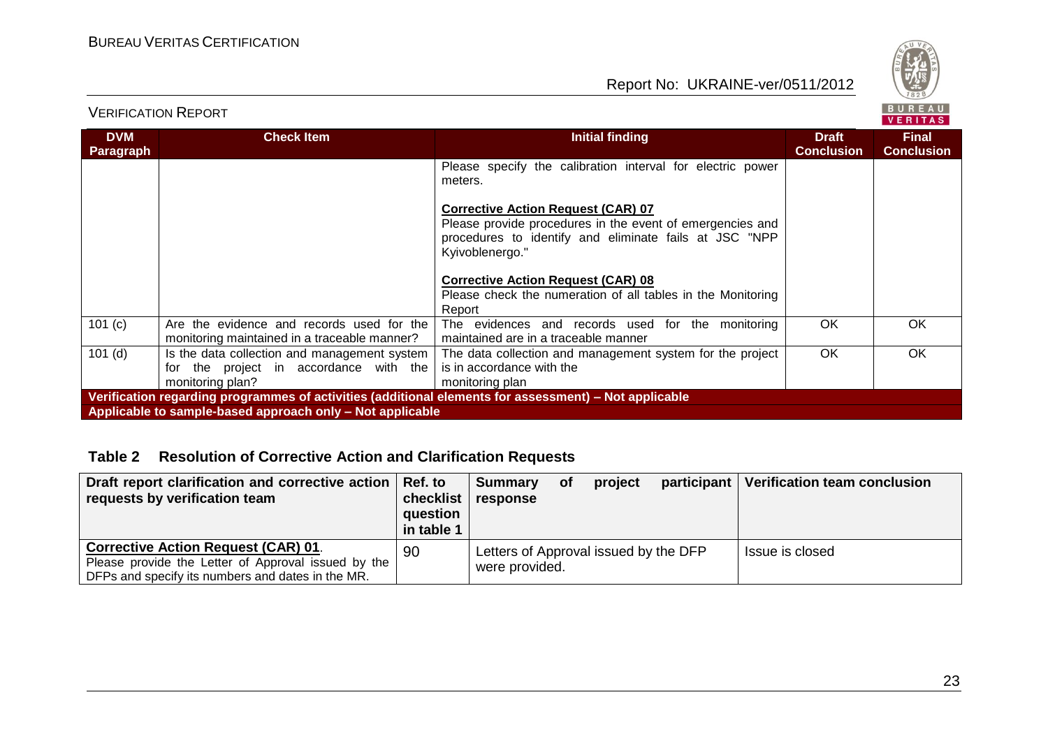| DVM Paragraph | Check Item | Initial finding | Draft Conclusion | Final Conclusion |
|---|---|---|---|---|
| | | Please specify the calibration interval for electric power meters.<br><br>**Corrective Action Request (CAR) 07**<br>Please provide procedures in the event of emergencies and procedures to identify and eliminate fails at JSC "NPP Kyivoblenergo."<br><br>**Corrective Action Request (CAR) 08**<br>Please check the numeration of all tables in the Monitoring Report | | |
| 101 (c) | Are the evidence and records used for the monitoring maintained in a traceable manner? | The evidences and records used for the monitoring maintained are in a traceable manner | OK | OK |
| 101 (d) | Is the data collection and management system for the project in accordance with the monitoring plan? | The data collection and management system for the project is in accordance with the monitoring plan | OK | OK |
| **Verification regarding programmes of activities (additional elements for assessment) – Not applicable** | | | | |
| **Applicable to sample-based approach only – Not applicable** | | | | |

## Table 2 Resolution of Corrective Action and Clarification Requests

| Draft report clarification and corrective action requests by verification team | Ref. to checklist question in table 1 | Summary of project participant response | Verification team conclusion |
|---|---|---|---|
| **Corrective Action Request (CAR) 01**.<br>Please provide the Letter of Approval issued by the DFPs and specify its numbers and dates in the MR. | 90 | Letters of Approval issued by the DFP were provided. | Issue is closed |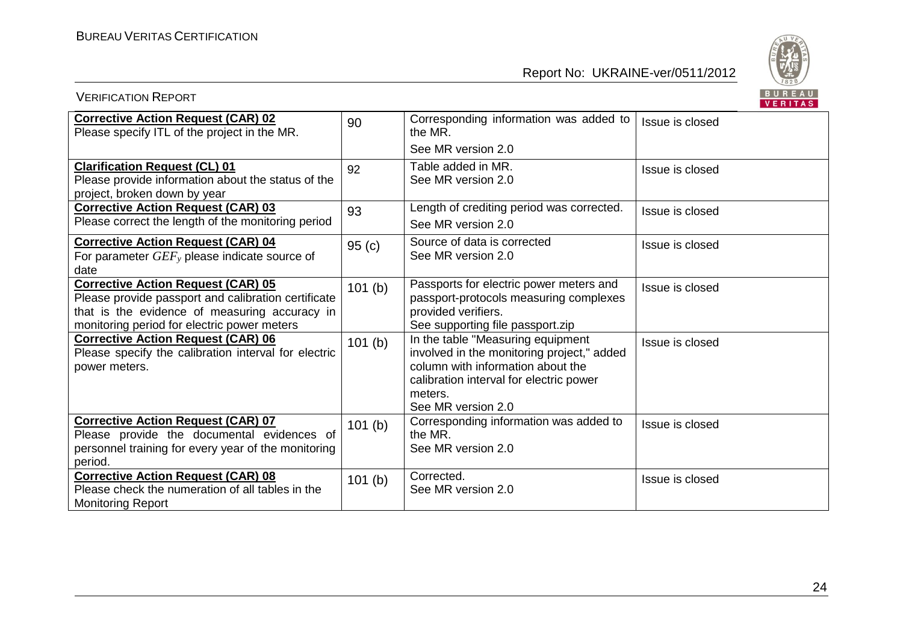| | | | |
|---|---|---|---|
| **Corrective Action Request (CAR) 02**<br>Please specify ITL of the project in the MR. | 90 | Corresponding information was added to the MR.<br>See MR version 2.0 | Issue is closed |
| **Clarification Request (CL) 01**<br>Please provide information about the status of the project, broken down by year | 92 | Table added in MR.<br>See MR version 2.0 | Issue is closed |
| **Corrective Action Request (CAR) 03**<br>Please correct the length of the monitoring period | 93 | Length of crediting period was corrected.<br>See MR version 2.0 | Issue is closed |
| **Corrective Action Request (CAR) 04**<br>For parameter $GEF_y$ please indicate source of date | 95 (c) | Source of data is corrected<br>See MR version 2.0 | Issue is closed |
| **Corrective Action Request (CAR) 05**<br>Please provide passport and calibration certificate that is the evidence of measuring accuracy in monitoring period for electric power meters | 101 (b) | Passports for electric power meters and passport-protocols measuring complexes provided verifiers.<br>See supporting file passport.zip | Issue is closed |
| **Corrective Action Request (CAR) 06**<br>Please specify the calibration interval for electric power meters. | 101 (b) | In the table "Measuring equipment involved in the monitoring project," added column with information about the calibration interval for electric power meters.<br>See MR version 2.0 | Issue is closed |
| **Corrective Action Request (CAR) 07**<br>Please provide the documental evidences of personnel training for every year of the monitoring period. | 101 (b) | Corresponding information was added to the MR.<br>See MR version 2.0 | Issue is closed |
| **Corrective Action Request (CAR) 08**<br>Please check the numeration of all tables in the Monitoring Report | 101 (b) | Corrected.<br>See MR version 2.0 | Issue is closed |